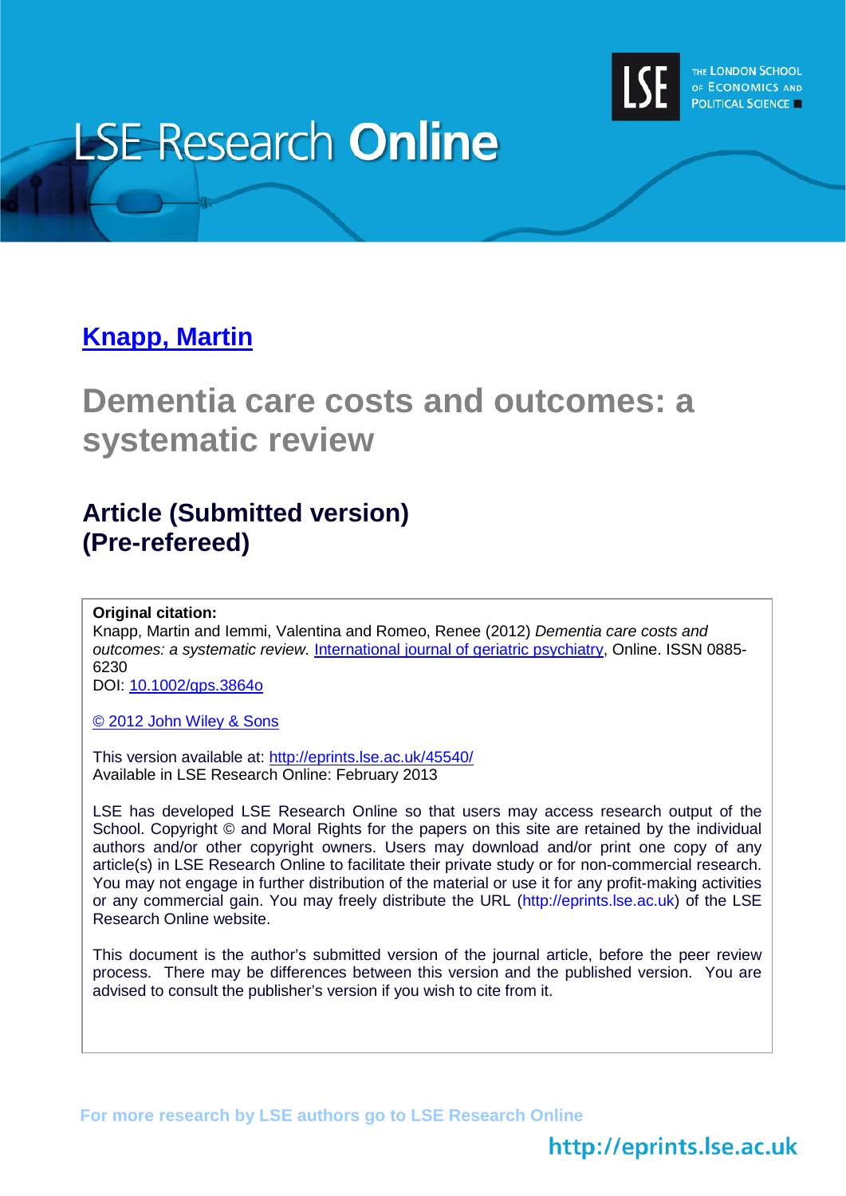LSE Research **Online**

THE LONDON SCHOOL OF ECONOMICS AND POLITICAL SCIENCE

**Knapp, Martin**

# Dementia care costs and outcomes: a systematic review

## Article (Submitted version) (Pre-refereed)

**Original citation:**
Knapp, Martin and Iemmi, Valentina and Romeo, Renee (2012) *Dementia care costs and outcomes: a systematic review.* International journal of geriatric psychiatry, Online. ISSN 0885-6230
DOI: 10.1002/gps.3864o

© 2012 John Wiley & Sons

This version available at: http://eprints.lse.ac.uk/45540/
Available in LSE Research Online: February 2013

LSE has developed LSE Research Online so that users may access research output of the School. Copyright © and Moral Rights for the papers on this site are retained by the individual authors and/or other copyright owners. Users may download and/or print one copy of any article(s) in LSE Research Online to facilitate their private study or for non-commercial research. You may not engage in further distribution of the material or use it for any profit-making activities or any commercial gain. You may freely distribute the URL (http://eprints.lse.ac.uk) of the LSE Research Online website.

This document is the author's submitted version of the journal article, before the peer review process. There may be differences between this version and the published version. You are advised to consult the publisher's version if you wish to cite from it.

For more research by LSE authors go to LSE Research Online

http://eprints.lse.ac.uk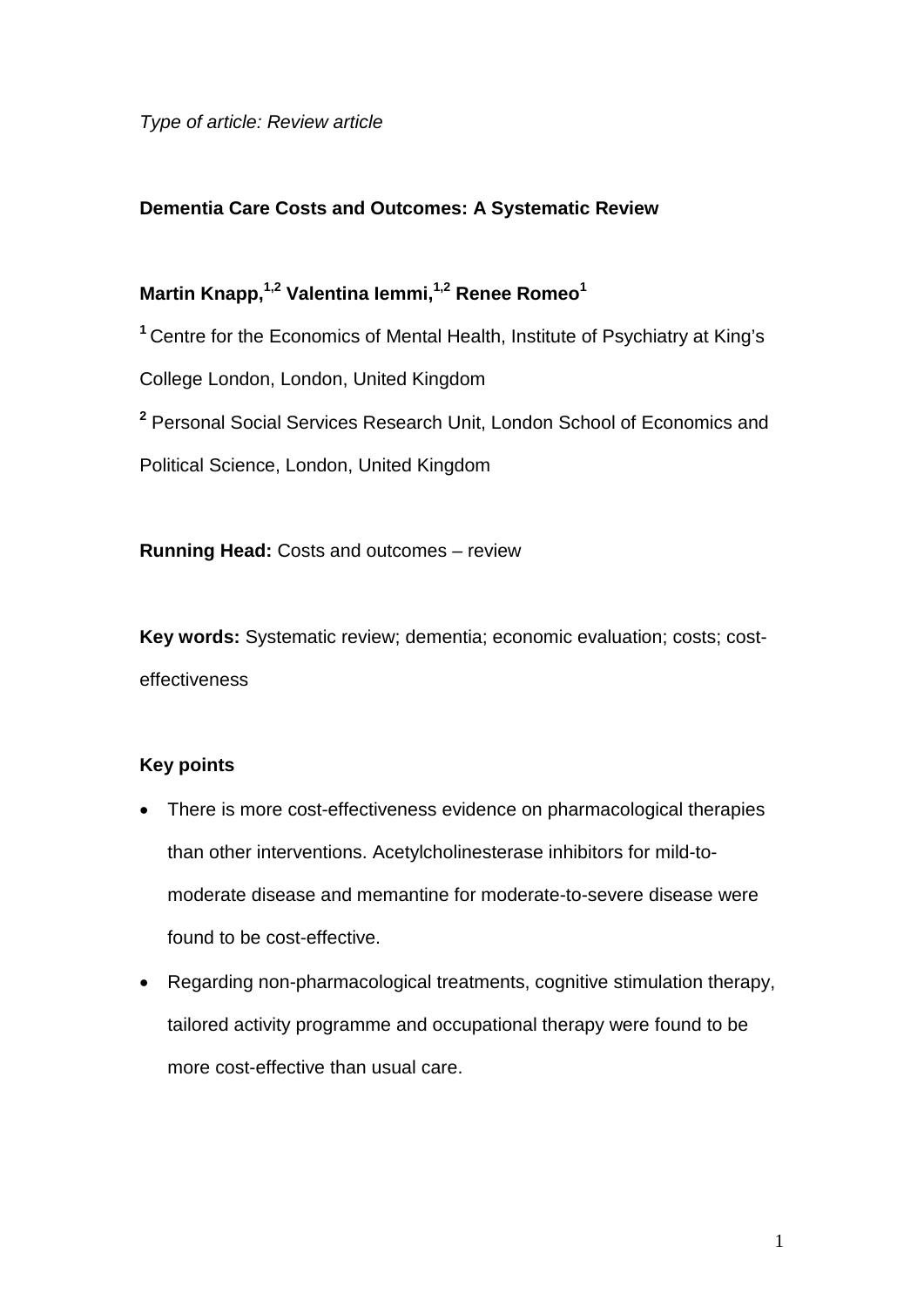*Type of article: Review article*

**Dementia Care Costs and Outcomes: A Systematic Review**

**Martin Knapp,[1,2] Valentina Iemmi,[1,2] Renee Romeo[1]**

[1] Centre for the Economics of Mental Health, Institute of Psychiatry at King's College London, London, United Kingdom

[2] Personal Social Services Research Unit, London School of Economics and Political Science, London, United Kingdom

**Running Head:** Costs and outcomes – review

**Key words:** Systematic review; dementia; economic evaluation; costs; cost-effectiveness

**Key points**

- There is more cost-effectiveness evidence on pharmacological therapies than other interventions. Acetylcholinesterase inhibitors for mild-to-moderate disease and memantine for moderate-to-severe disease were found to be cost-effective.
- Regarding non-pharmacological treatments, cognitive stimulation therapy, tailored activity programme and occupational therapy were found to be more cost-effective than usual care.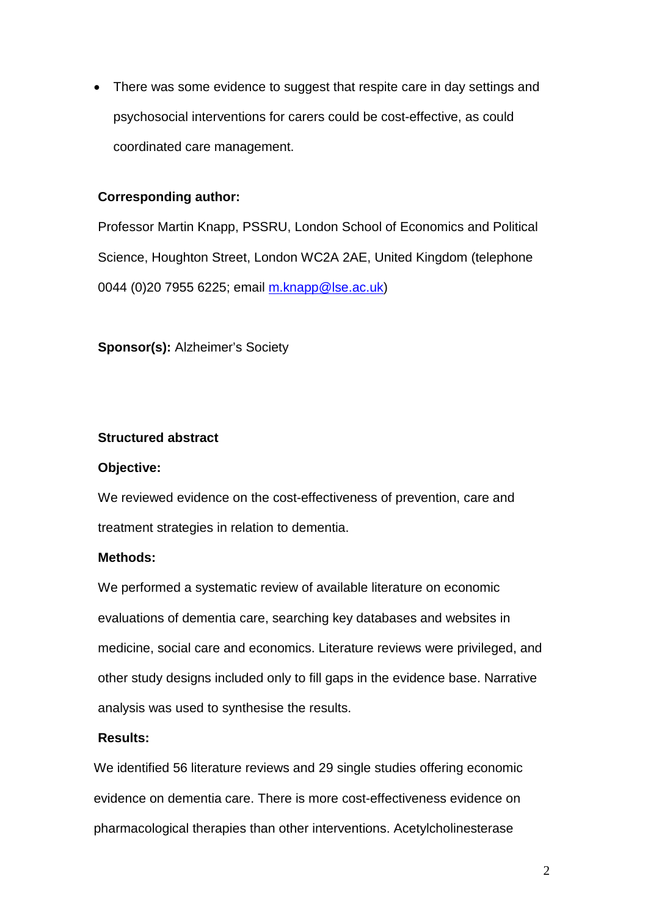- There was some evidence to suggest that respite care in day settings and psychosocial interventions for carers could be cost-effective, as could coordinated care management.

**Corresponding author:**

Professor Martin Knapp, PSSRU, London School of Economics and Political Science, Houghton Street, London WC2A 2AE, United Kingdom (telephone 0044 (0)20 7955 6225; email m.knapp@lse.ac.uk)

**Sponsor(s):** Alzheimer's Society

**Structured abstract**

**Objective:**

We reviewed evidence on the cost-effectiveness of prevention, care and treatment strategies in relation to dementia.

**Methods:**

We performed a systematic review of available literature on economic evaluations of dementia care, searching key databases and websites in medicine, social care and economics. Literature reviews were privileged, and other study designs included only to fill gaps in the evidence base. Narrative analysis was used to synthesise the results.

**Results:**

We identified 56 literature reviews and 29 single studies offering economic evidence on dementia care. There is more cost-effectiveness evidence on pharmacological therapies than other interventions. Acetylcholinesterase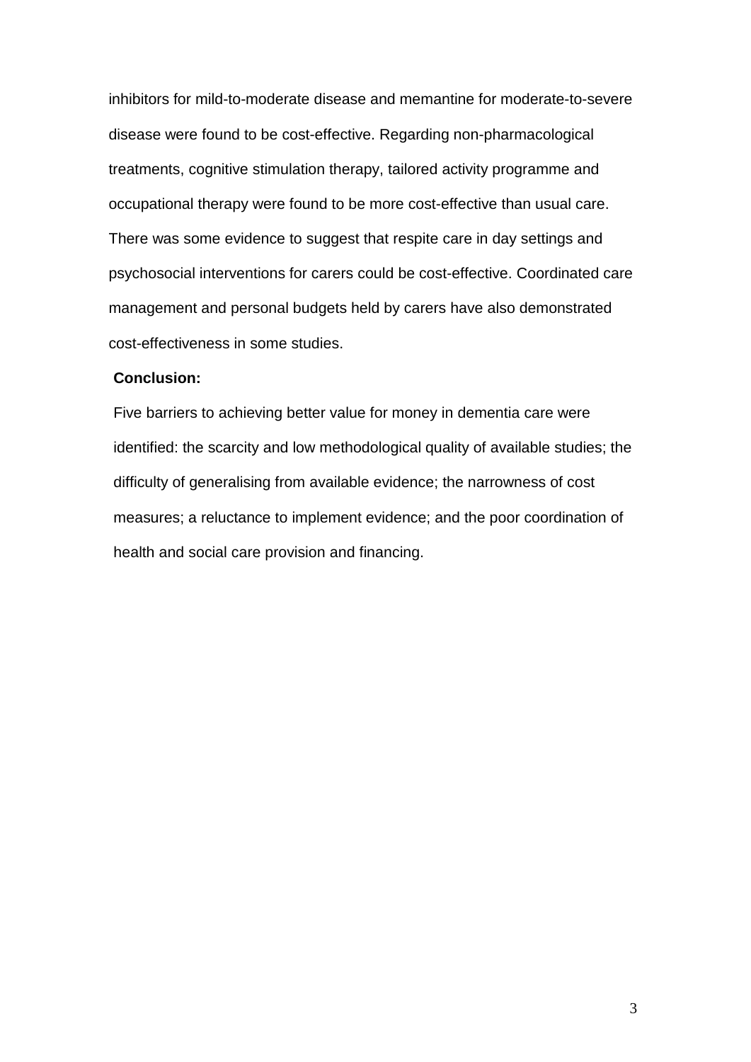inhibitors for mild-to-moderate disease and memantine for moderate-to-severe disease were found to be cost-effective. Regarding non-pharmacological treatments, cognitive stimulation therapy, tailored activity programme and occupational therapy were found to be more cost-effective than usual care. There was some evidence to suggest that respite care in day settings and psychosocial interventions for carers could be cost-effective. Coordinated care management and personal budgets held by carers have also demonstrated cost-effectiveness in some studies.

**Conclusion:**

Five barriers to achieving better value for money in dementia care were identified: the scarcity and low methodological quality of available studies; the difficulty of generalising from available evidence; the narrowness of cost measures; a reluctance to implement evidence; and the poor coordination of health and social care provision and financing.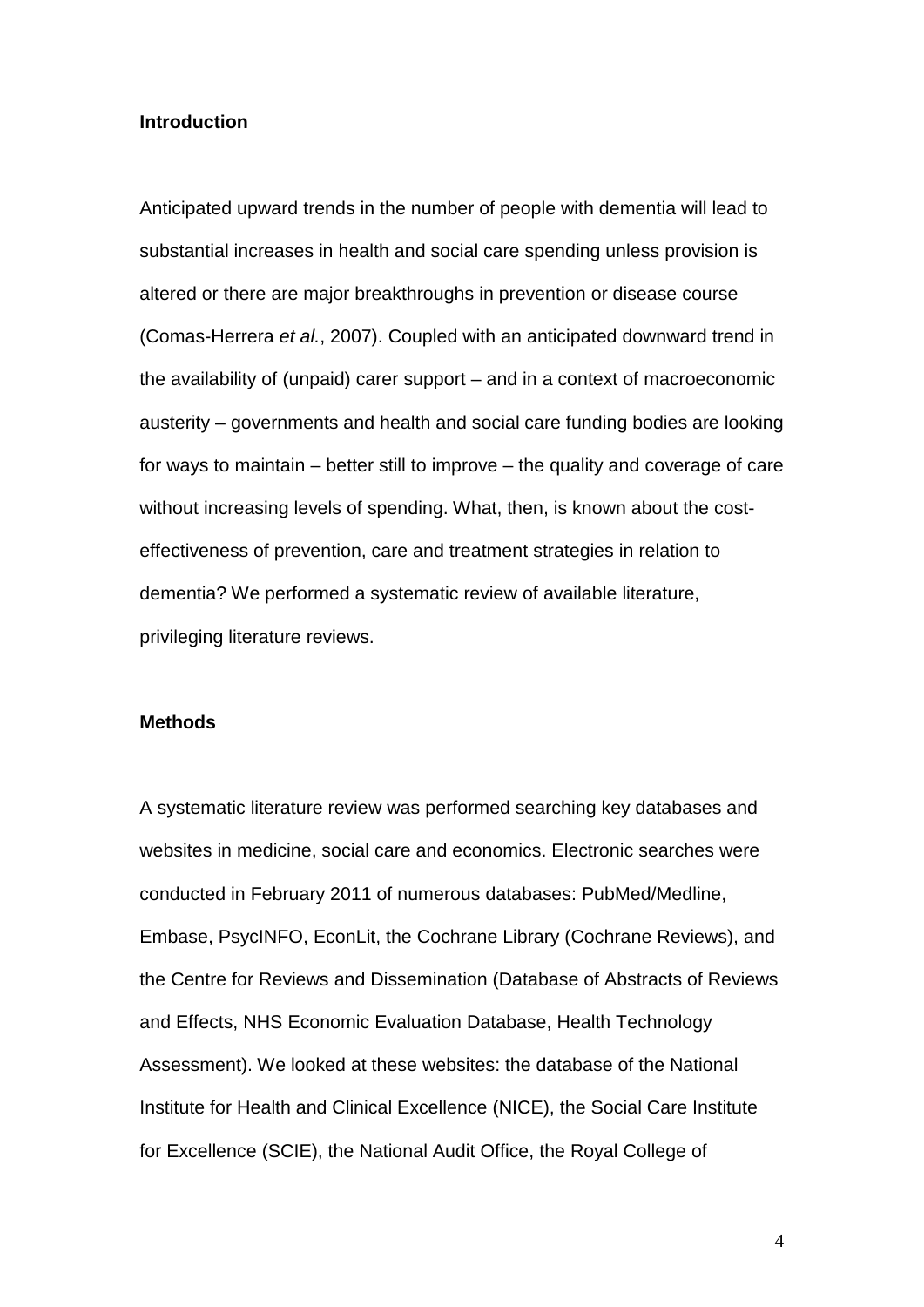## Introduction

Anticipated upward trends in the number of people with dementia will lead to substantial increases in health and social care spending unless provision is altered or there are major breakthroughs in prevention or disease course (Comas-Herrera *et al.*, 2007). Coupled with an anticipated downward trend in the availability of (unpaid) carer support – and in a context of macroeconomic austerity – governments and health and social care funding bodies are looking for ways to maintain – better still to improve – the quality and coverage of care without increasing levels of spending. What, then, is known about the cost-effectiveness of prevention, care and treatment strategies in relation to dementia? We performed a systematic review of available literature, privileging literature reviews.

## Methods

A systematic literature review was performed searching key databases and websites in medicine, social care and economics. Electronic searches were conducted in February 2011 of numerous databases: PubMed/Medline, Embase, PsycINFO, EconLit, the Cochrane Library (Cochrane Reviews), and the Centre for Reviews and Dissemination (Database of Abstracts of Reviews and Effects, NHS Economic Evaluation Database, Health Technology Assessment). We looked at these websites: the database of the National Institute for Health and Clinical Excellence (NICE), the Social Care Institute for Excellence (SCIE), the National Audit Office, the Royal College of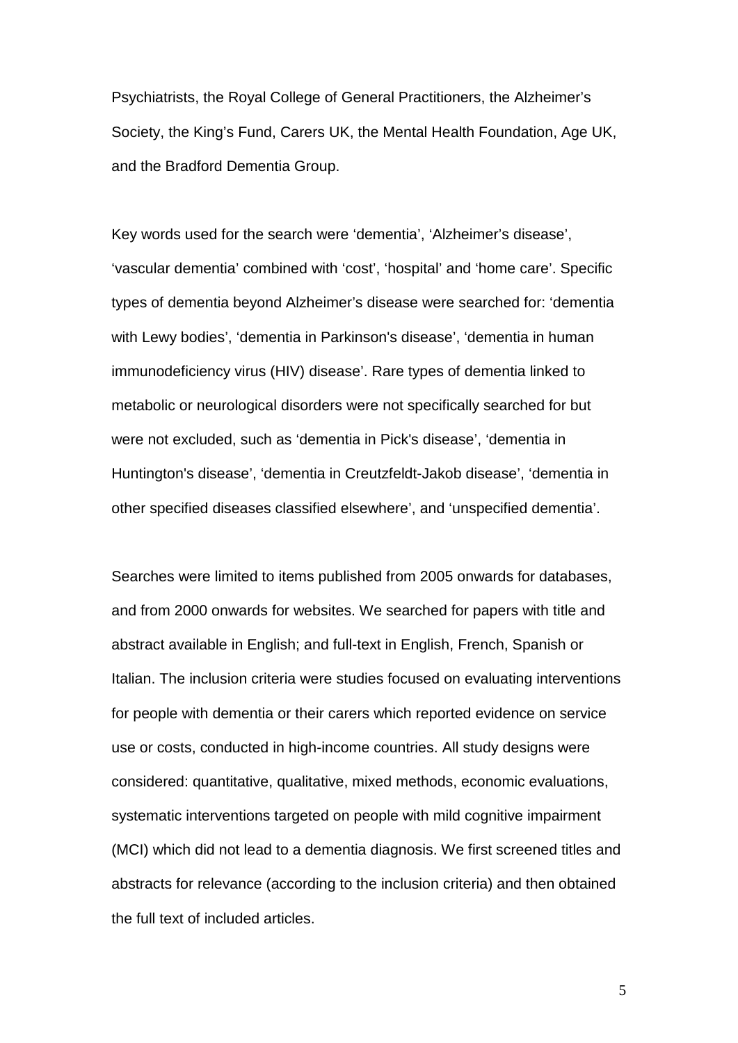Psychiatrists, the Royal College of General Practitioners, the Alzheimer's Society, the King's Fund, Carers UK, the Mental Health Foundation, Age UK, and the Bradford Dementia Group.

Key words used for the search were 'dementia', 'Alzheimer's disease', 'vascular dementia' combined with 'cost', 'hospital' and 'home care'. Specific types of dementia beyond Alzheimer's disease were searched for: 'dementia with Lewy bodies', 'dementia in Parkinson's disease', 'dementia in human immunodeficiency virus (HIV) disease'. Rare types of dementia linked to metabolic or neurological disorders were not specifically searched for but were not excluded, such as 'dementia in Pick's disease', 'dementia in Huntington's disease', 'dementia in Creutzfeldt-Jakob disease', 'dementia in other specified diseases classified elsewhere', and 'unspecified dementia'.

Searches were limited to items published from 2005 onwards for databases, and from 2000 onwards for websites. We searched for papers with title and abstract available in English; and full-text in English, French, Spanish or Italian. The inclusion criteria were studies focused on evaluating interventions for people with dementia or their carers which reported evidence on service use or costs, conducted in high-income countries. All study designs were considered: quantitative, qualitative, mixed methods, economic evaluations, systematic interventions targeted on people with mild cognitive impairment (MCI) which did not lead to a dementia diagnosis. We first screened titles and abstracts for relevance (according to the inclusion criteria) and then obtained the full text of included articles.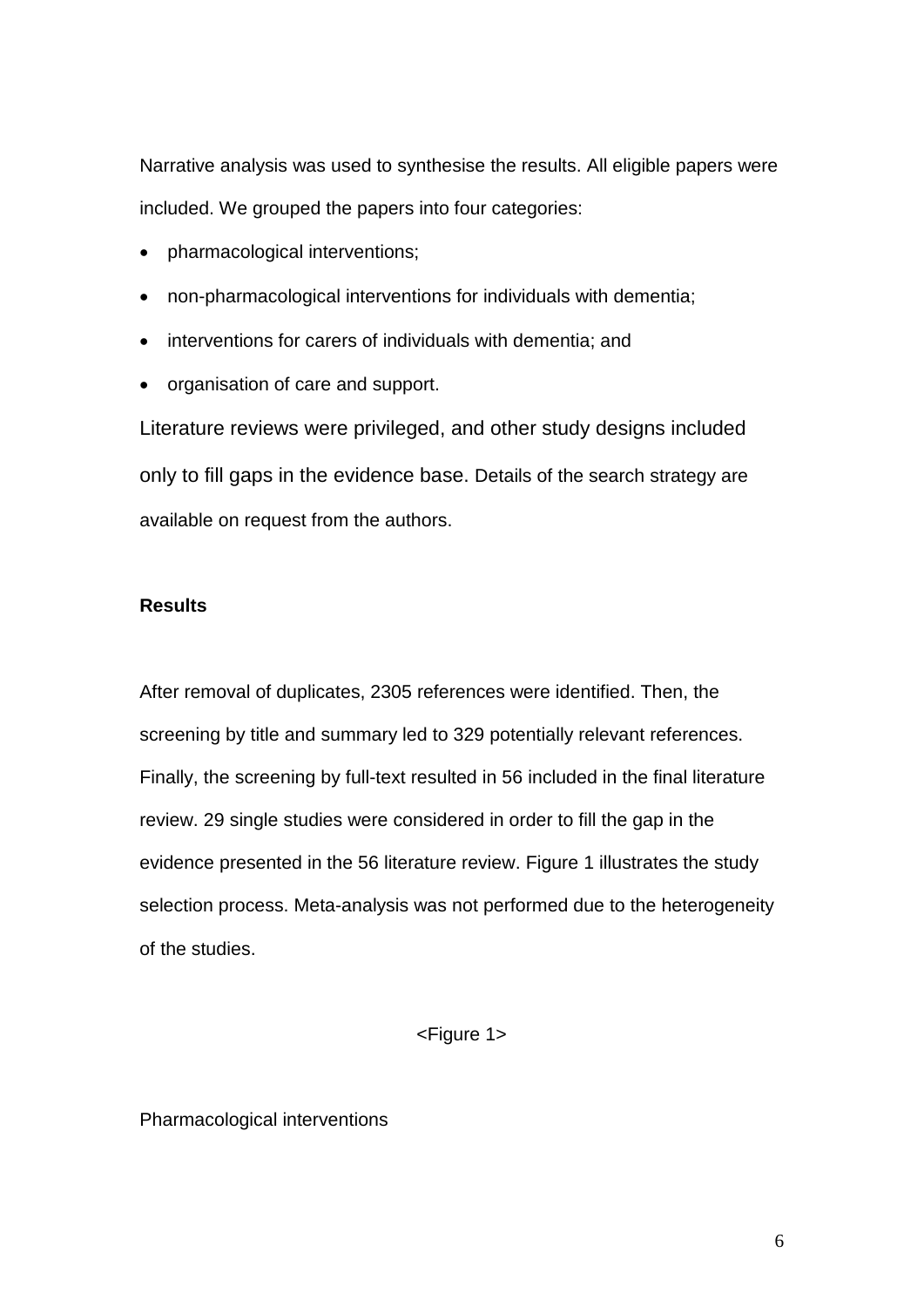Narrative analysis was used to synthesise the results. All eligible papers were included. We grouped the papers into four categories:

- pharmacological interventions;
- non-pharmacological interventions for individuals with dementia;
- interventions for carers of individuals with dementia; and
- organisation of care and support.

Literature reviews were privileged, and other study designs included only to fill gaps in the evidence base. Details of the search strategy are available on request from the authors.

**Results**

After removal of duplicates, 2305 references were identified. Then, the screening by title and summary led to 329 potentially relevant references. Finally, the screening by full-text resulted in 56 included in the final literature review. 29 single studies were considered in order to fill the gap in the evidence presented in the 56 literature review. Figure 1 illustrates the study selection process. Meta-analysis was not performed due to the heterogeneity of the studies.

<Figure 1>

Pharmacological interventions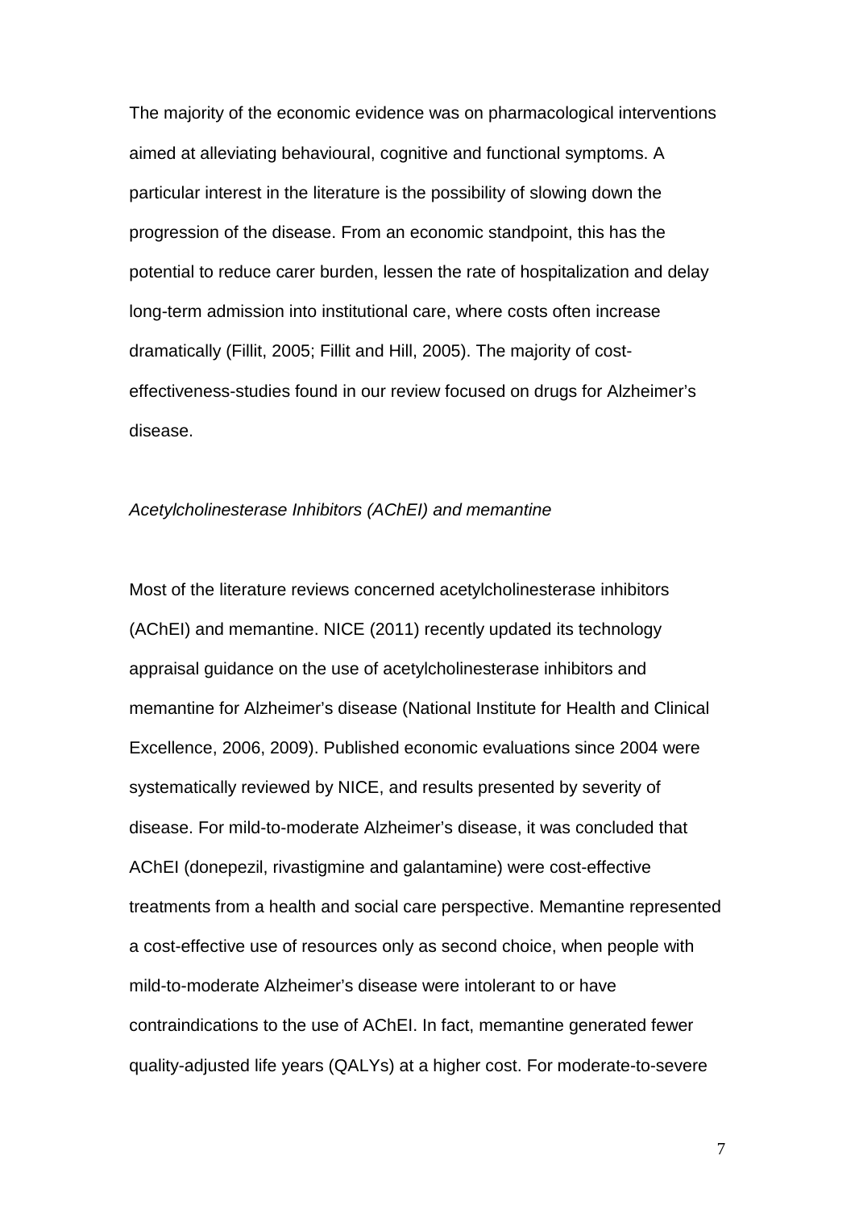The majority of the economic evidence was on pharmacological interventions aimed at alleviating behavioural, cognitive and functional symptoms. A particular interest in the literature is the possibility of slowing down the progression of the disease. From an economic standpoint, this has the potential to reduce carer burden, lessen the rate of hospitalization and delay long-term admission into institutional care, where costs often increase dramatically (Fillit, 2005; Fillit and Hill, 2005). The majority of cost-effectiveness-studies found in our review focused on drugs for Alzheimer's disease.

*Acetylcholinesterase Inhibitors (AChEI) and memantine*

Most of the literature reviews concerned acetylcholinesterase inhibitors (AChEI) and memantine. NICE (2011) recently updated its technology appraisal guidance on the use of acetylcholinesterase inhibitors and memantine for Alzheimer's disease (National Institute for Health and Clinical Excellence, 2006, 2009). Published economic evaluations since 2004 were systematically reviewed by NICE, and results presented by severity of disease. For mild-to-moderate Alzheimer's disease, it was concluded that AChEI (donepezil, rivastigmine and galantamine) were cost-effective treatments from a health and social care perspective. Memantine represented a cost-effective use of resources only as second choice, when people with mild-to-moderate Alzheimer's disease were intolerant to or have contraindications to the use of AChEI. In fact, memantine generated fewer quality-adjusted life years (QALYs) at a higher cost. For moderate-to-severe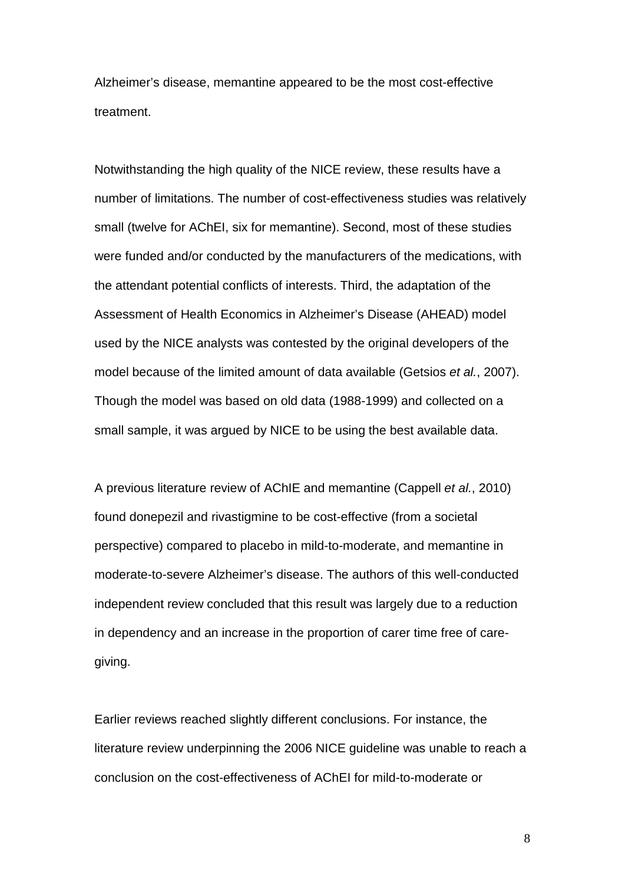Alzheimer's disease, memantine appeared to be the most cost-effective treatment.

Notwithstanding the high quality of the NICE review, these results have a number of limitations. The number of cost-effectiveness studies was relatively small (twelve for AChEI, six for memantine). Second, most of these studies were funded and/or conducted by the manufacturers of the medications, with the attendant potential conflicts of interests. Third, the adaptation of the Assessment of Health Economics in Alzheimer's Disease (AHEAD) model used by the NICE analysts was contested by the original developers of the model because of the limited amount of data available (Getsios *et al.*, 2007). Though the model was based on old data (1988-1999) and collected on a small sample, it was argued by NICE to be using the best available data.

A previous literature review of AChIE and memantine (Cappell *et al.*, 2010) found donepezil and rivastigmine to be cost-effective (from a societal perspective) compared to placebo in mild-to-moderate, and memantine in moderate-to-severe Alzheimer's disease. The authors of this well-conducted independent review concluded that this result was largely due to a reduction in dependency and an increase in the proportion of carer time free of care-giving.

Earlier reviews reached slightly different conclusions. For instance, the literature review underpinning the 2006 NICE guideline was unable to reach a conclusion on the cost-effectiveness of AChEI for mild-to-moderate or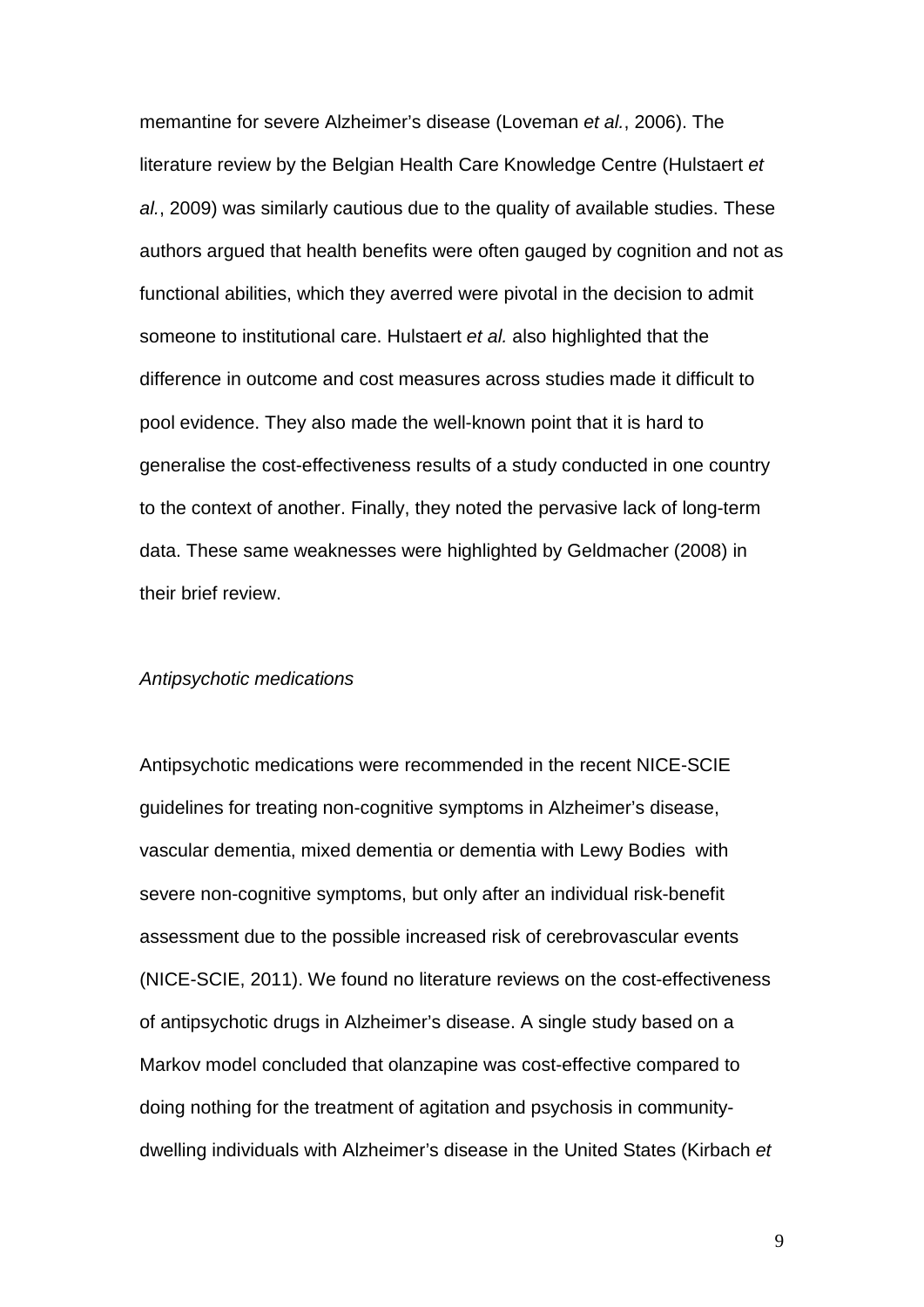memantine for severe Alzheimer's disease (Loveman *et al.*, 2006). The literature review by the Belgian Health Care Knowledge Centre (Hulstaert *et al.*, 2009) was similarly cautious due to the quality of available studies. These authors argued that health benefits were often gauged by cognition and not as functional abilities, which they averred were pivotal in the decision to admit someone to institutional care. Hulstaert *et al.* also highlighted that the difference in outcome and cost measures across studies made it difficult to pool evidence. They also made the well-known point that it is hard to generalise the cost-effectiveness results of a study conducted in one country to the context of another. Finally, they noted the pervasive lack of long-term data. These same weaknesses were highlighted by Geldmacher (2008) in their brief review.

*Antipsychotic medications*

Antipsychotic medications were recommended in the recent NICE-SCIE guidelines for treating non-cognitive symptoms in Alzheimer's disease, vascular dementia, mixed dementia or dementia with Lewy Bodies with severe non-cognitive symptoms, but only after an individual risk-benefit assessment due to the possible increased risk of cerebrovascular events (NICE-SCIE, 2011). We found no literature reviews on the cost-effectiveness of antipsychotic drugs in Alzheimer's disease. A single study based on a Markov model concluded that olanzapine was cost-effective compared to doing nothing for the treatment of agitation and psychosis in community-dwelling individuals with Alzheimer's disease in the United States (Kirbach *et*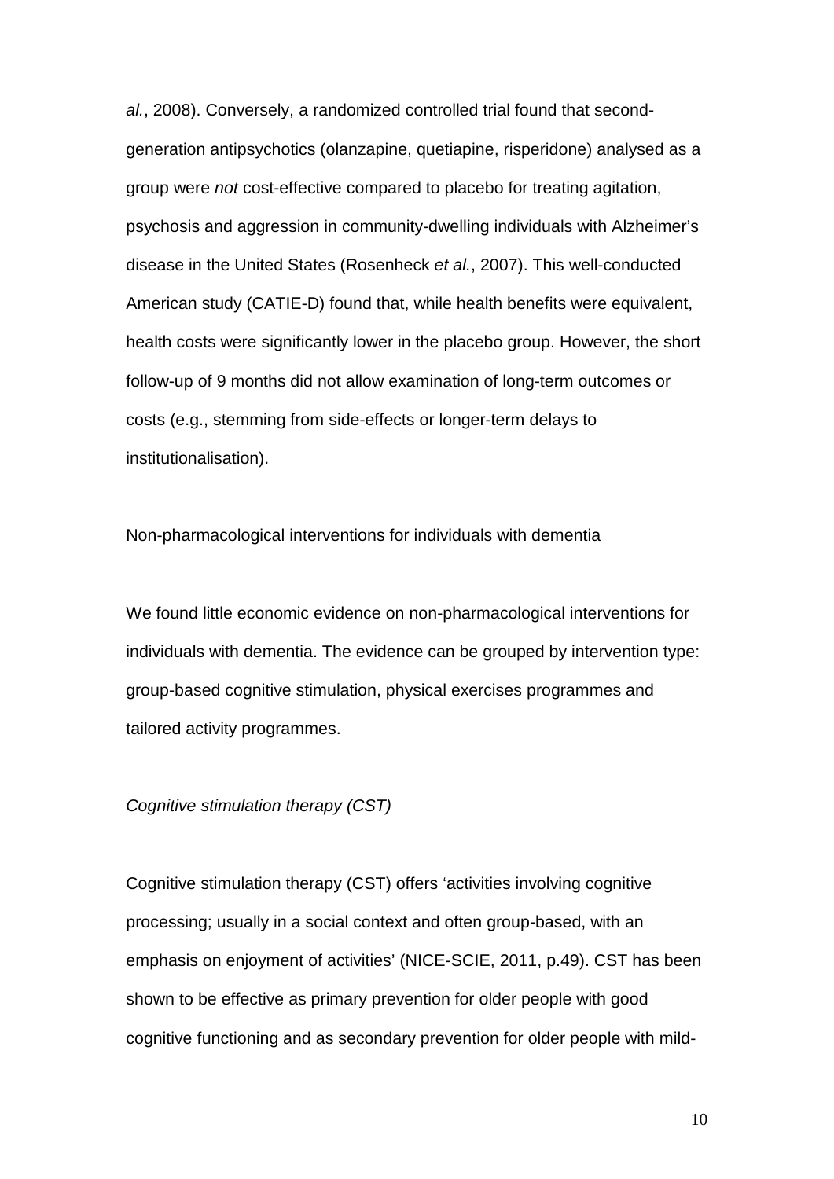*al.*, 2008). Conversely, a randomized controlled trial found that second-generation antipsychotics (olanzapine, quetiapine, risperidone) analysed as a group were *not* cost-effective compared to placebo for treating agitation, psychosis and aggression in community-dwelling individuals with Alzheimer's disease in the United States (Rosenheck *et al.*, 2007). This well-conducted American study (CATIE-D) found that, while health benefits were equivalent, health costs were significantly lower in the placebo group. However, the short follow-up of 9 months did not allow examination of long-term outcomes or costs (e.g., stemming from side-effects or longer-term delays to institutionalisation).

Non-pharmacological interventions for individuals with dementia

We found little economic evidence on non-pharmacological interventions for individuals with dementia. The evidence can be grouped by intervention type: group-based cognitive stimulation, physical exercises programmes and tailored activity programmes.

*Cognitive stimulation therapy (CST)*

Cognitive stimulation therapy (CST) offers 'activities involving cognitive processing; usually in a social context and often group-based, with an emphasis on enjoyment of activities' (NICE-SCIE, 2011, p.49). CST has been shown to be effective as primary prevention for older people with good cognitive functioning and as secondary prevention for older people with mild-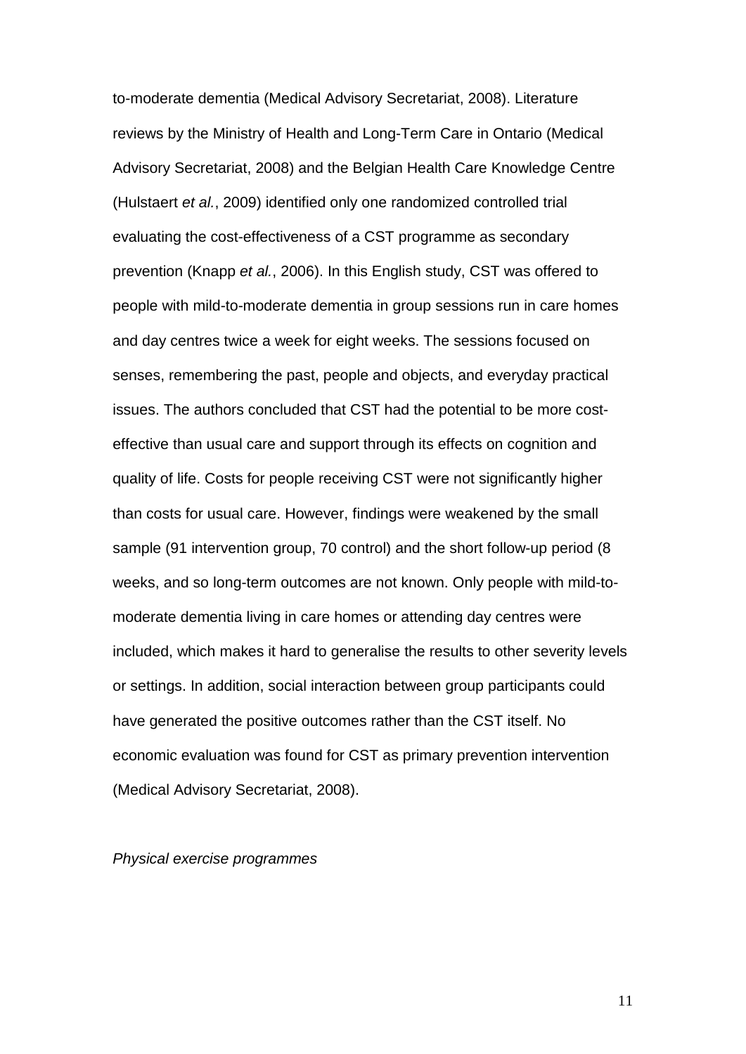to-moderate dementia (Medical Advisory Secretariat, 2008). Literature reviews by the Ministry of Health and Long-Term Care in Ontario (Medical Advisory Secretariat, 2008) and the Belgian Health Care Knowledge Centre (Hulstaert *et al.*, 2009) identified only one randomized controlled trial evaluating the cost-effectiveness of a CST programme as secondary prevention (Knapp *et al.*, 2006). In this English study, CST was offered to people with mild-to-moderate dementia in group sessions run in care homes and day centres twice a week for eight weeks. The sessions focused on senses, remembering the past, people and objects, and everyday practical issues. The authors concluded that CST had the potential to be more cost-effective than usual care and support through its effects on cognition and quality of life. Costs for people receiving CST were not significantly higher than costs for usual care. However, findings were weakened by the small sample (91 intervention group, 70 control) and the short follow-up period (8 weeks, and so long-term outcomes are not known. Only people with mild-to-moderate dementia living in care homes or attending day centres were included, which makes it hard to generalise the results to other severity levels or settings. In addition, social interaction between group participants could have generated the positive outcomes rather than the CST itself. No economic evaluation was found for CST as primary prevention intervention (Medical Advisory Secretariat, 2008).

*Physical exercise programmes*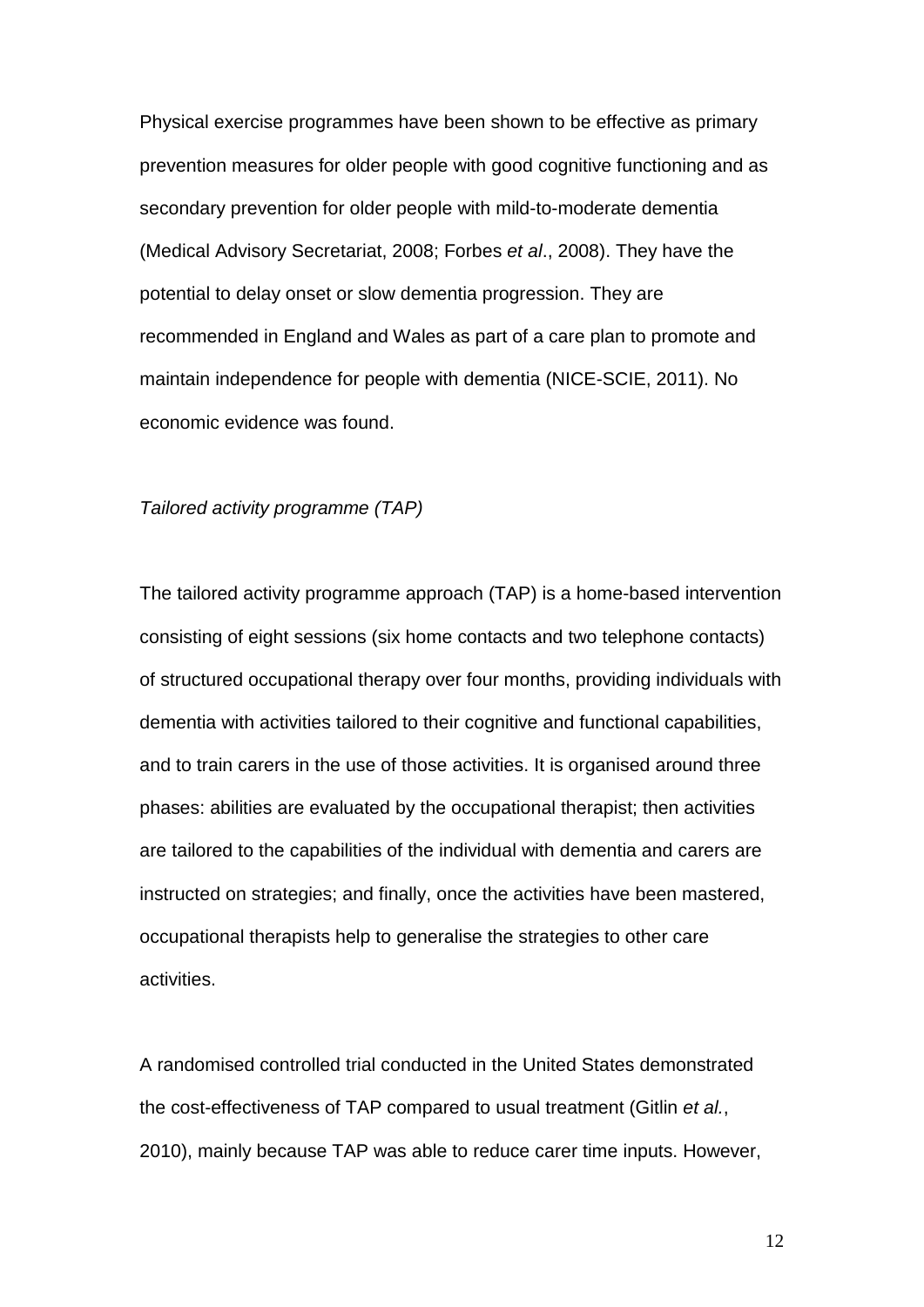Physical exercise programmes have been shown to be effective as primary prevention measures for older people with good cognitive functioning and as secondary prevention for older people with mild-to-moderate dementia (Medical Advisory Secretariat, 2008; Forbes *et al*., 2008). They have the potential to delay onset or slow dementia progression. They are recommended in England and Wales as part of a care plan to promote and maintain independence for people with dementia (NICE-SCIE, 2011). No economic evidence was found.

*Tailored activity programme (TAP)*

The tailored activity programme approach (TAP) is a home-based intervention consisting of eight sessions (six home contacts and two telephone contacts) of structured occupational therapy over four months, providing individuals with dementia with activities tailored to their cognitive and functional capabilities, and to train carers in the use of those activities. It is organised around three phases: abilities are evaluated by the occupational therapist; then activities are tailored to the capabilities of the individual with dementia and carers are instructed on strategies; and finally, once the activities have been mastered, occupational therapists help to generalise the strategies to other care activities.

A randomised controlled trial conducted in the United States demonstrated the cost-effectiveness of TAP compared to usual treatment (Gitlin *et al.*, 2010), mainly because TAP was able to reduce carer time inputs. However,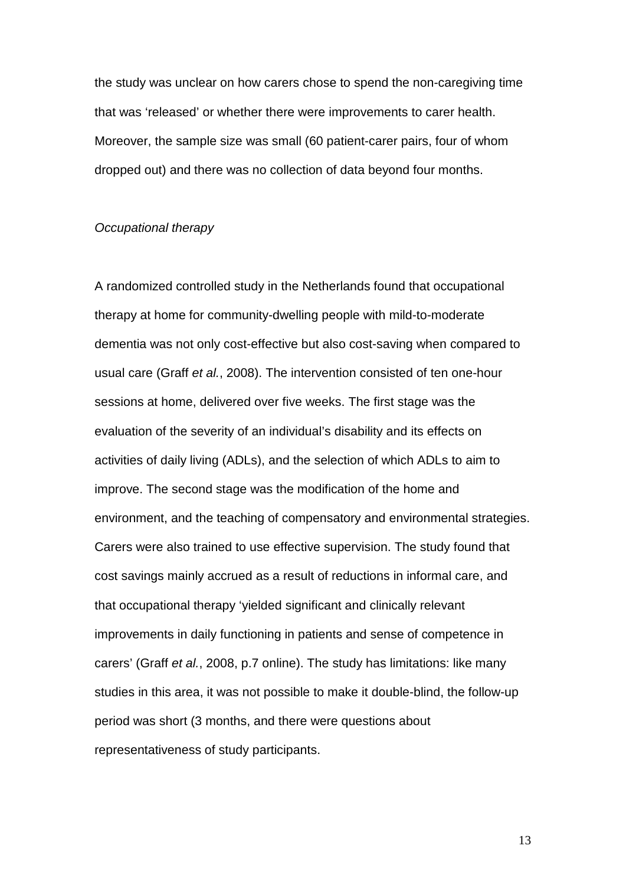the study was unclear on how carers chose to spend the non-caregiving time that was 'released' or whether there were improvements to carer health. Moreover, the sample size was small (60 patient-carer pairs, four of whom dropped out) and there was no collection of data beyond four months.

*Occupational therapy*

A randomized controlled study in the Netherlands found that occupational therapy at home for community-dwelling people with mild-to-moderate dementia was not only cost-effective but also cost-saving when compared to usual care (Graff *et al.*, 2008). The intervention consisted of ten one-hour sessions at home, delivered over five weeks. The first stage was the evaluation of the severity of an individual's disability and its effects on activities of daily living (ADLs), and the selection of which ADLs to aim to improve. The second stage was the modification of the home and environment, and the teaching of compensatory and environmental strategies. Carers were also trained to use effective supervision. The study found that cost savings mainly accrued as a result of reductions in informal care, and that occupational therapy 'yielded significant and clinically relevant improvements in daily functioning in patients and sense of competence in carers' (Graff *et al.*, 2008, p.7 online). The study has limitations: like many studies in this area, it was not possible to make it double-blind, the follow-up period was short (3 months, and there were questions about representativeness of study participants.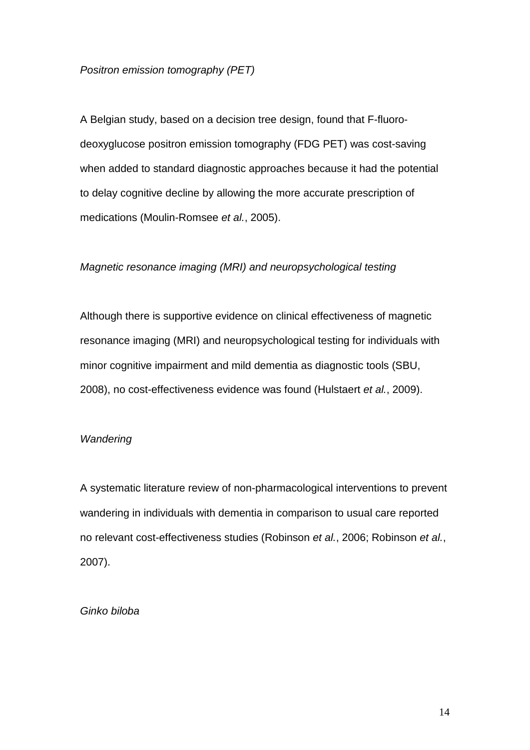*Positron emission tomography (PET)*

A Belgian study, based on a decision tree design, found that F-fluoro-deoxyglucose positron emission tomography (FDG PET) was cost-saving when added to standard diagnostic approaches because it had the potential to delay cognitive decline by allowing the more accurate prescription of medications (Moulin-Romsee *et al.*, 2005).

*Magnetic resonance imaging (MRI) and neuropsychological testing*

Although there is supportive evidence on clinical effectiveness of magnetic resonance imaging (MRI) and neuropsychological testing for individuals with minor cognitive impairment and mild dementia as diagnostic tools (SBU, 2008), no cost-effectiveness evidence was found (Hulstaert *et al.*, 2009).

*Wandering*

A systematic literature review of non-pharmacological interventions to prevent wandering in individuals with dementia in comparison to usual care reported no relevant cost-effectiveness studies (Robinson *et al.*, 2006; Robinson *et al.*, 2007).

*Ginko biloba*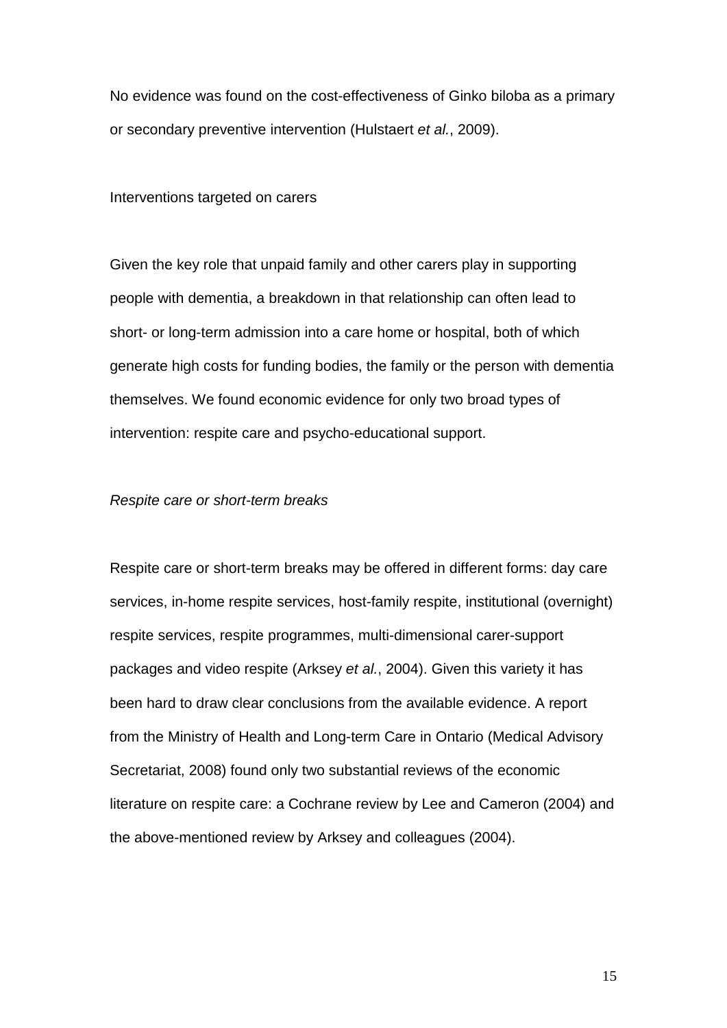No evidence was found on the cost-effectiveness of Ginko biloba as a primary or secondary preventive intervention (Hulstaert *et al.*, 2009).

## Interventions targeted on carers

Given the key role that unpaid family and other carers play in supporting people with dementia, a breakdown in that relationship can often lead to short- or long-term admission into a care home or hospital, both of which generate high costs for funding bodies, the family or the person with dementia themselves. We found economic evidence for only two broad types of intervention: respite care and psycho-educational support.

### *Respite care or short-term breaks*

Respite care or short-term breaks may be offered in different forms: day care services, in-home respite services, host-family respite, institutional (overnight) respite services, respite programmes, multi-dimensional carer-support packages and video respite (Arksey *et al.*, 2004). Given this variety it has been hard to draw clear conclusions from the available evidence. A report from the Ministry of Health and Long-term Care in Ontario (Medical Advisory Secretariat, 2008) found only two substantial reviews of the economic literature on respite care: a Cochrane review by Lee and Cameron (2004) and the above-mentioned review by Arksey and colleagues (2004).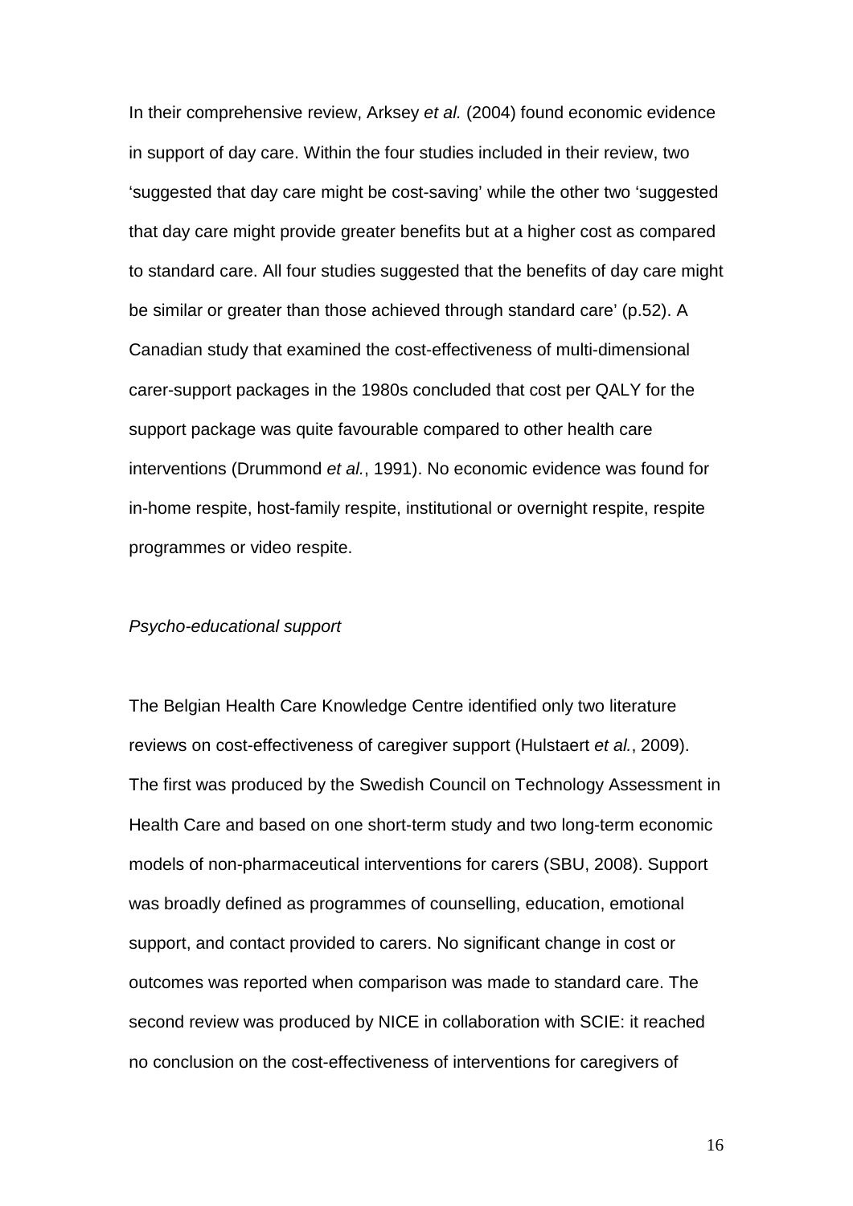In their comprehensive review, Arksey *et al.* (2004) found economic evidence in support of day care. Within the four studies included in their review, two 'suggested that day care might be cost-saving' while the other two 'suggested that day care might provide greater benefits but at a higher cost as compared to standard care. All four studies suggested that the benefits of day care might be similar or greater than those achieved through standard care' (p.52). A Canadian study that examined the cost-effectiveness of multi-dimensional carer-support packages in the 1980s concluded that cost per QALY for the support package was quite favourable compared to other health care interventions (Drummond *et al.*, 1991). No economic evidence was found for in-home respite, host-family respite, institutional or overnight respite, respite programmes or video respite.

*Psycho-educational support*

The Belgian Health Care Knowledge Centre identified only two literature reviews on cost-effectiveness of caregiver support (Hulstaert *et al.*, 2009). The first was produced by the Swedish Council on Technology Assessment in Health Care and based on one short-term study and two long-term economic models of non-pharmaceutical interventions for carers (SBU, 2008). Support was broadly defined as programmes of counselling, education, emotional support, and contact provided to carers. No significant change in cost or outcomes was reported when comparison was made to standard care. The second review was produced by NICE in collaboration with SCIE: it reached no conclusion on the cost-effectiveness of interventions for caregivers of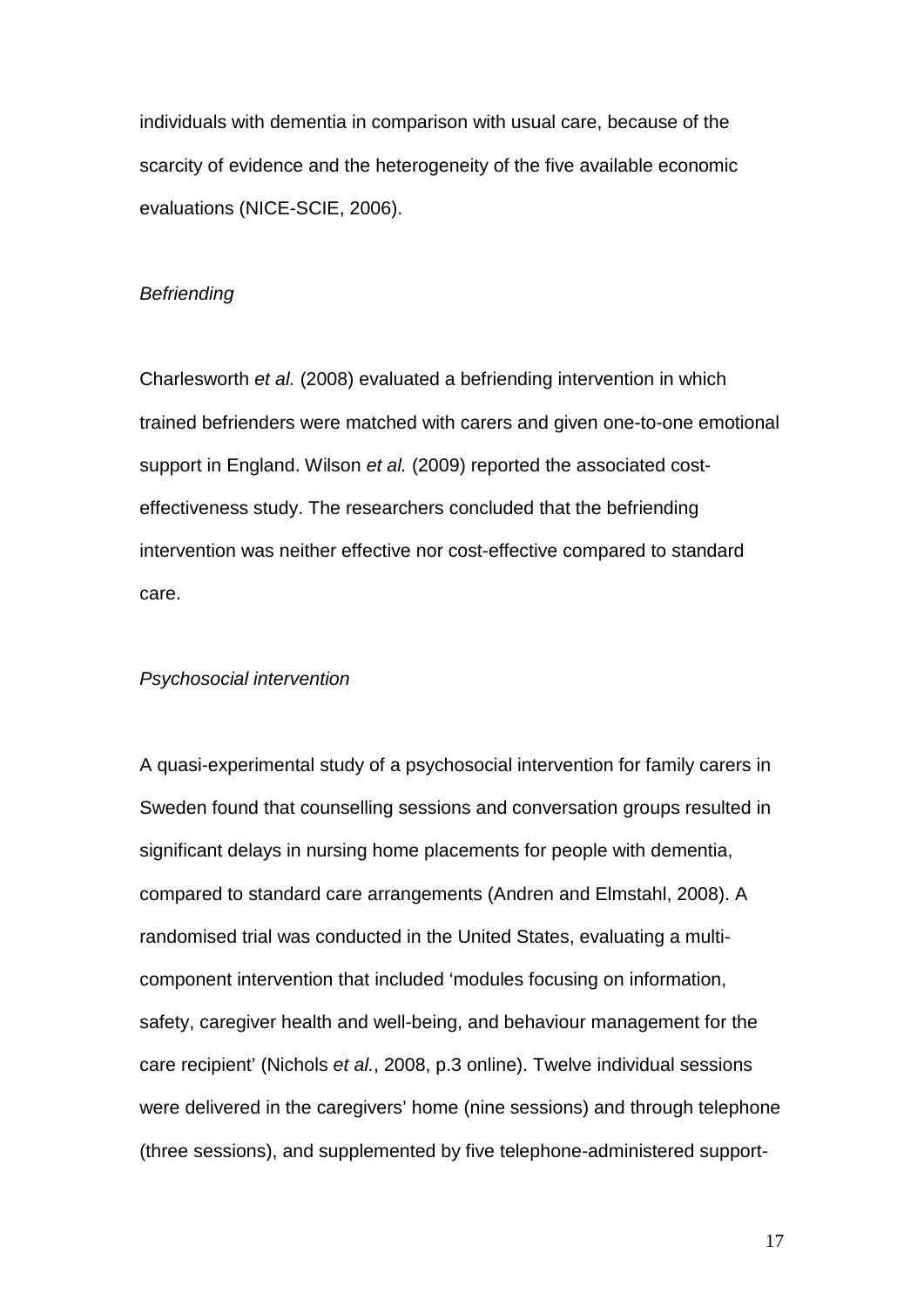individuals with dementia in comparison with usual care, because of the scarcity of evidence and the heterogeneity of the five available economic evaluations (NICE-SCIE, 2006).

*Befriending*

Charlesworth *et al.* (2008) evaluated a befriending intervention in which trained befrienders were matched with carers and given one-to-one emotional support in England. Wilson *et al.* (2009) reported the associated cost-effectiveness study. The researchers concluded that the befriending intervention was neither effective nor cost-effective compared to standard care.

*Psychosocial intervention*

A quasi-experimental study of a psychosocial intervention for family carers in Sweden found that counselling sessions and conversation groups resulted in significant delays in nursing home placements for people with dementia, compared to standard care arrangements (Andren and Elmstahl, 2008). A randomised trial was conducted in the United States, evaluating a multi-component intervention that included 'modules focusing on information, safety, caregiver health and well-being, and behaviour management for the care recipient' (Nichols *et al.*, 2008, p.3 online). Twelve individual sessions were delivered in the caregivers' home (nine sessions) and through telephone (three sessions), and supplemented by five telephone-administered support-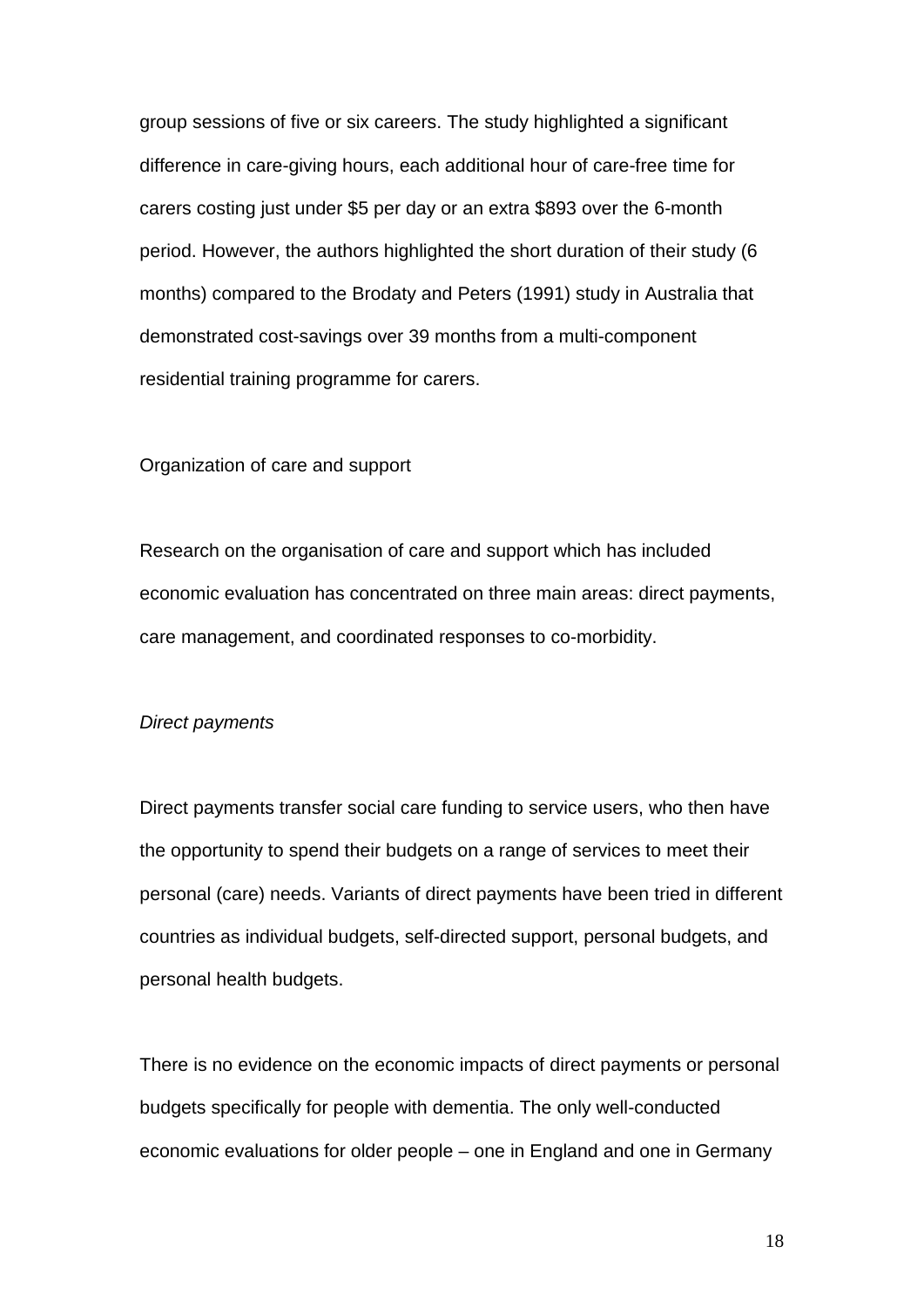group sessions of five or six careers. The study highlighted a significant difference in care-giving hours, each additional hour of care-free time for carers costing just under $5 per day or an extra $893 over the 6-month period. However, the authors highlighted the short duration of their study (6 months) compared to the Brodaty and Peters (1991) study in Australia that demonstrated cost-savings over 39 months from a multi-component residential training programme for carers.

Organization of care and support

Research on the organisation of care and support which has included economic evaluation has concentrated on three main areas: direct payments, care management, and coordinated responses to co-morbidity.

*Direct payments*

Direct payments transfer social care funding to service users, who then have the opportunity to spend their budgets on a range of services to meet their personal (care) needs. Variants of direct payments have been tried in different countries as individual budgets, self-directed support, personal budgets, and personal health budgets.

There is no evidence on the economic impacts of direct payments or personal budgets specifically for people with dementia. The only well-conducted economic evaluations for older people – one in England and one in Germany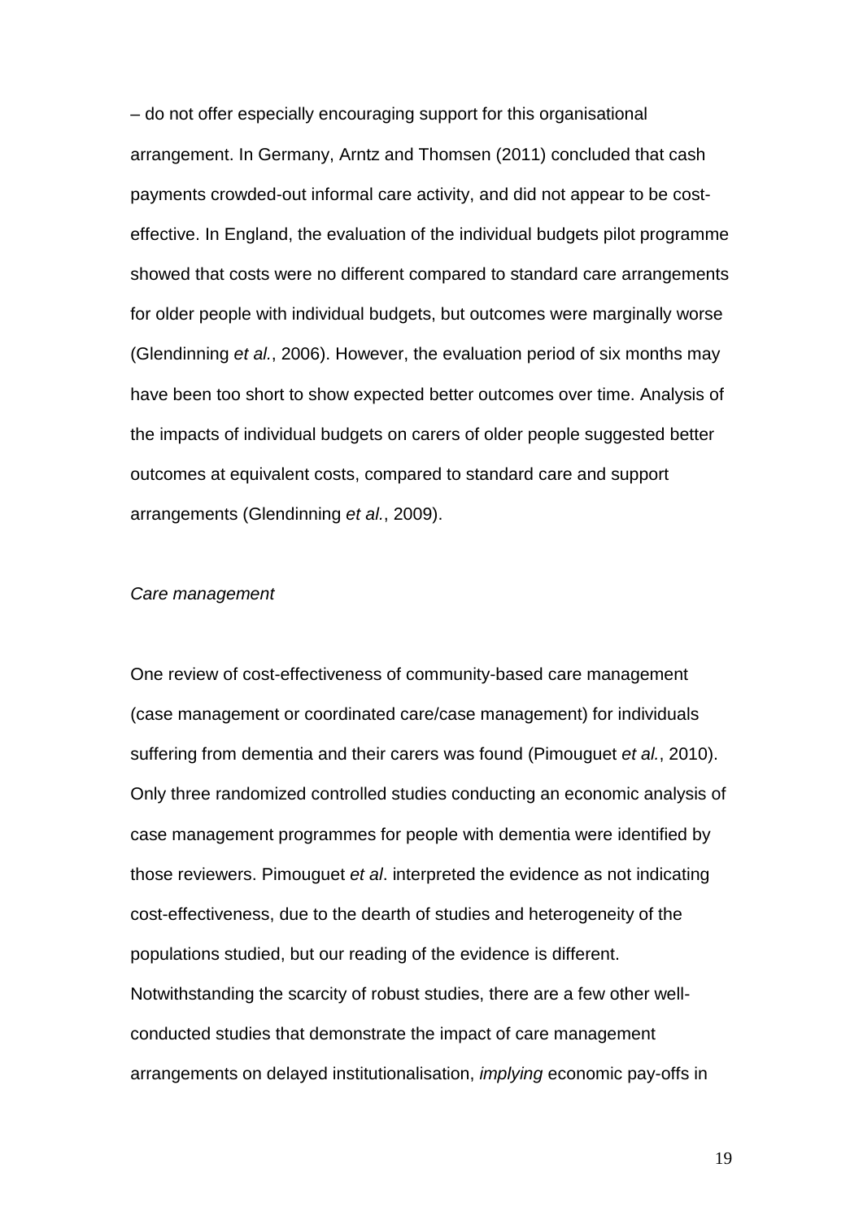– do not offer especially encouraging support for this organisational arrangement. In Germany, Arntz and Thomsen (2011) concluded that cash payments crowded-out informal care activity, and did not appear to be cost-effective. In England, the evaluation of the individual budgets pilot programme showed that costs were no different compared to standard care arrangements for older people with individual budgets, but outcomes were marginally worse (Glendinning *et al.*, 2006). However, the evaluation period of six months may have been too short to show expected better outcomes over time. Analysis of the impacts of individual budgets on carers of older people suggested better outcomes at equivalent costs, compared to standard care and support arrangements (Glendinning *et al.*, 2009).

*Care management*

One review of cost-effectiveness of community-based care management (case management or coordinated care/case management) for individuals suffering from dementia and their carers was found (Pimouguet *et al.*, 2010). Only three randomized controlled studies conducting an economic analysis of case management programmes for people with dementia were identified by those reviewers. Pimouguet *et al*. interpreted the evidence as not indicating cost-effectiveness, due to the dearth of studies and heterogeneity of the populations studied, but our reading of the evidence is different. Notwithstanding the scarcity of robust studies, there are a few other well-conducted studies that demonstrate the impact of care management arrangements on delayed institutionalisation, *implying* economic pay-offs in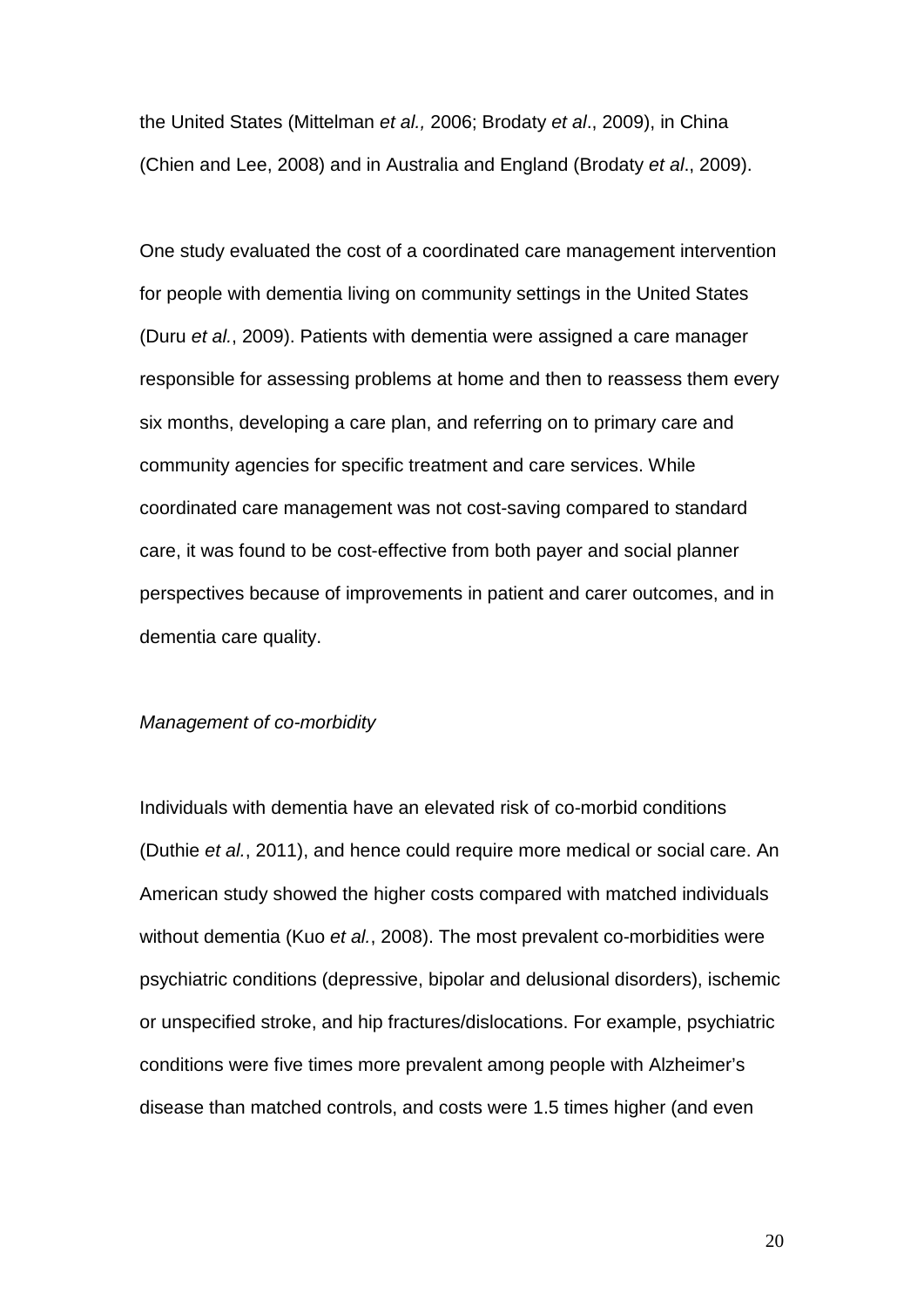the United States (Mittelman *et al.,* 2006; Brodaty *et al*., 2009), in China (Chien and Lee, 2008) and in Australia and England (Brodaty *et al*., 2009).

One study evaluated the cost of a coordinated care management intervention for people with dementia living on community settings in the United States (Duru *et al.*, 2009). Patients with dementia were assigned a care manager responsible for assessing problems at home and then to reassess them every six months, developing a care plan, and referring on to primary care and community agencies for specific treatment and care services. While coordinated care management was not cost-saving compared to standard care, it was found to be cost-effective from both payer and social planner perspectives because of improvements in patient and carer outcomes, and in dementia care quality.

*Management of co-morbidity*

Individuals with dementia have an elevated risk of co-morbid conditions (Duthie *et al.*, 2011), and hence could require more medical or social care. An American study showed the higher costs compared with matched individuals without dementia (Kuo *et al.*, 2008). The most prevalent co-morbidities were psychiatric conditions (depressive, bipolar and delusional disorders), ischemic or unspecified stroke, and hip fractures/dislocations. For example, psychiatric conditions were five times more prevalent among people with Alzheimer's disease than matched controls, and costs were 1.5 times higher (and even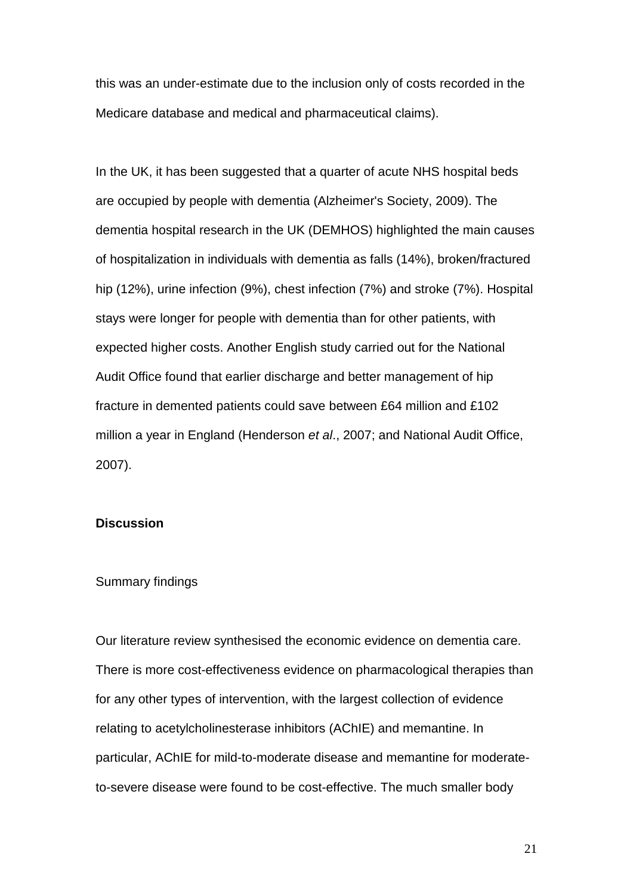this was an under-estimate due to the inclusion only of costs recorded in the Medicare database and medical and pharmaceutical claims).

In the UK, it has been suggested that a quarter of acute NHS hospital beds are occupied by people with dementia (Alzheimer's Society, 2009). The dementia hospital research in the UK (DEMHOS) highlighted the main causes of hospitalization in individuals with dementia as falls (14%), broken/fractured hip (12%), urine infection (9%), chest infection (7%) and stroke (7%). Hospital stays were longer for people with dementia than for other patients, with expected higher costs. Another English study carried out for the National Audit Office found that earlier discharge and better management of hip fracture in demented patients could save between £64 million and £102 million a year in England (Henderson *et al*., 2007; and National Audit Office, 2007).

**Discussion**

Summary findings

Our literature review synthesised the economic evidence on dementia care. There is more cost-effectiveness evidence on pharmacological therapies than for any other types of intervention, with the largest collection of evidence relating to acetylcholinesterase inhibitors (AChIE) and memantine. In particular, AChIE for mild-to-moderate disease and memantine for moderate-to-severe disease were found to be cost-effective. The much smaller body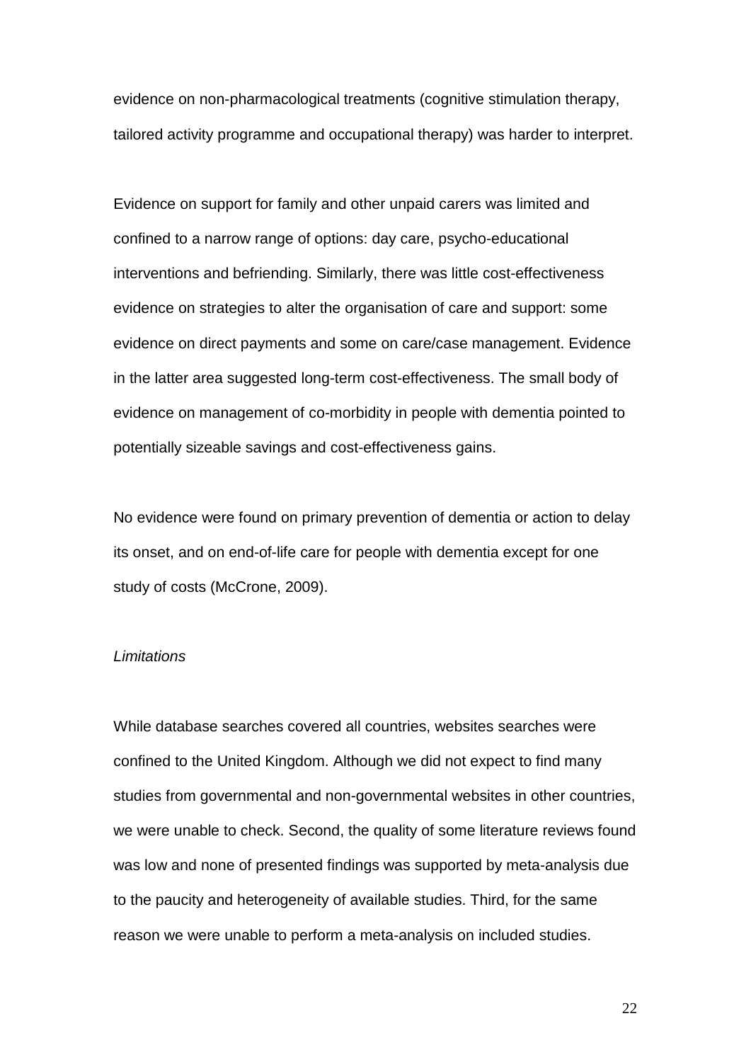evidence on non-pharmacological treatments (cognitive stimulation therapy, tailored activity programme and occupational therapy) was harder to interpret.

Evidence on support for family and other unpaid carers was limited and confined to a narrow range of options: day care, psycho-educational interventions and befriending. Similarly, there was little cost-effectiveness evidence on strategies to alter the organisation of care and support: some evidence on direct payments and some on care/case management. Evidence in the latter area suggested long-term cost-effectiveness. The small body of evidence on management of co-morbidity in people with dementia pointed to potentially sizeable savings and cost-effectiveness gains.

No evidence were found on primary prevention of dementia or action to delay its onset, and on end-of-life care for people with dementia except for one study of costs (McCrone, 2009).

*Limitations*

While database searches covered all countries, websites searches were confined to the United Kingdom. Although we did not expect to find many studies from governmental and non-governmental websites in other countries, we were unable to check. Second, the quality of some literature reviews found was low and none of presented findings was supported by meta-analysis due to the paucity and heterogeneity of available studies. Third, for the same reason we were unable to perform a meta-analysis on included studies.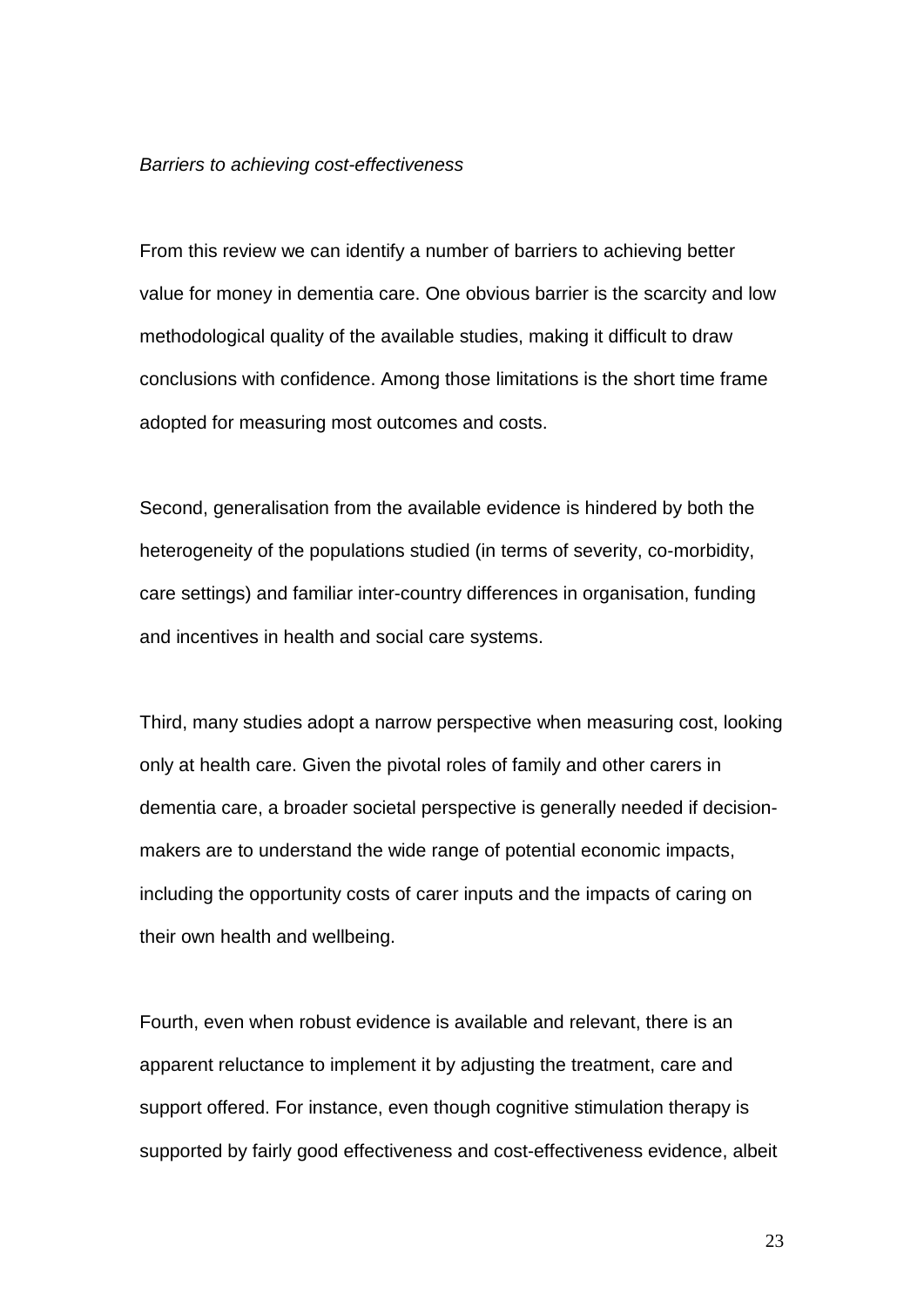*Barriers to achieving cost-effectiveness*

From this review we can identify a number of barriers to achieving better value for money in dementia care. One obvious barrier is the scarcity and low methodological quality of the available studies, making it difficult to draw conclusions with confidence. Among those limitations is the short time frame adopted for measuring most outcomes and costs.

Second, generalisation from the available evidence is hindered by both the heterogeneity of the populations studied (in terms of severity, co-morbidity, care settings) and familiar inter-country differences in organisation, funding and incentives in health and social care systems.

Third, many studies adopt a narrow perspective when measuring cost, looking only at health care. Given the pivotal roles of family and other carers in dementia care, a broader societal perspective is generally needed if decision-makers are to understand the wide range of potential economic impacts, including the opportunity costs of carer inputs and the impacts of caring on their own health and wellbeing.

Fourth, even when robust evidence is available and relevant, there is an apparent reluctance to implement it by adjusting the treatment, care and support offered. For instance, even though cognitive stimulation therapy is supported by fairly good effectiveness and cost-effectiveness evidence, albeit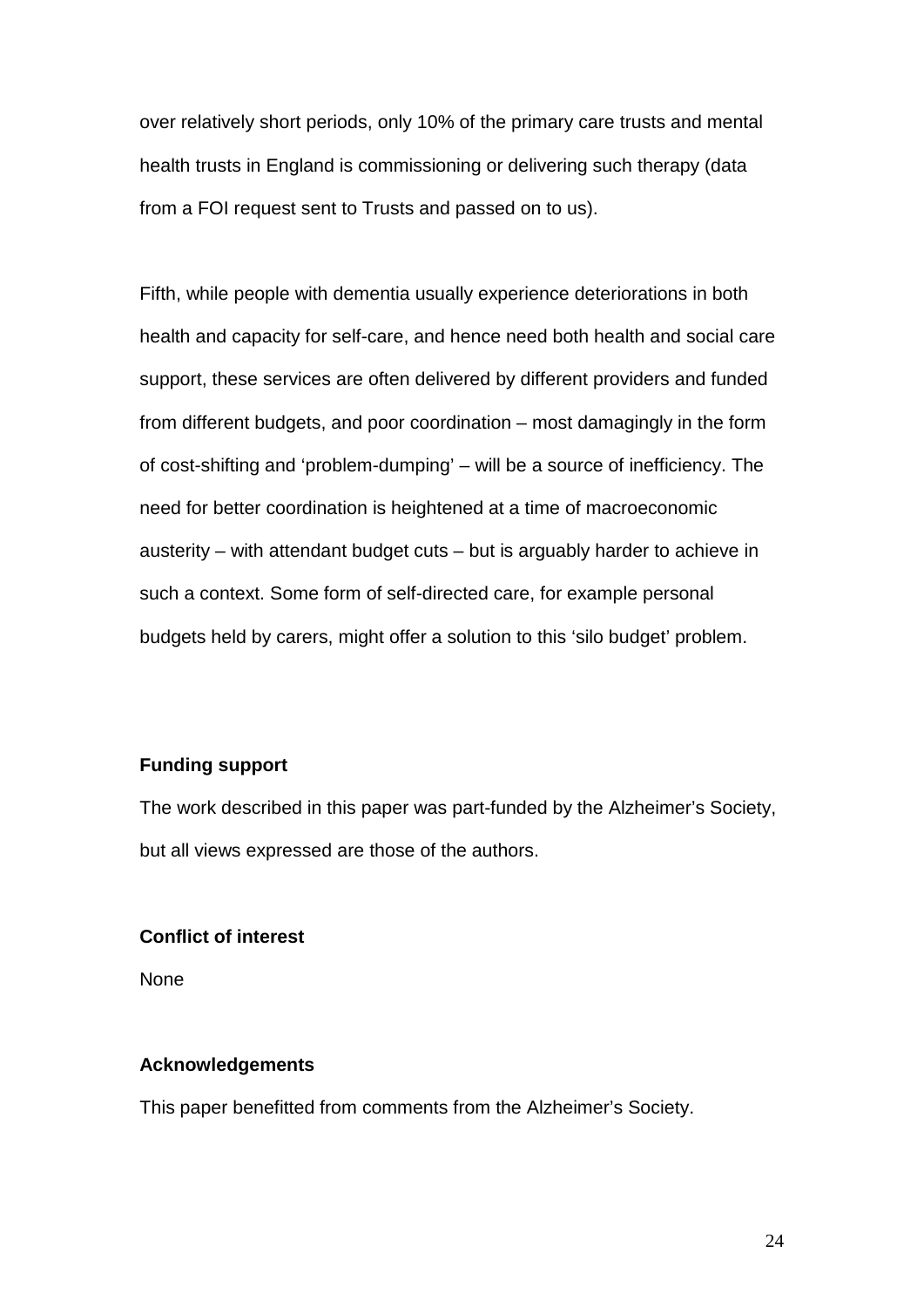over relatively short periods, only 10% of the primary care trusts and mental health trusts in England is commissioning or delivering such therapy (data from a FOI request sent to Trusts and passed on to us).

Fifth, while people with dementia usually experience deteriorations in both health and capacity for self-care, and hence need both health and social care support, these services are often delivered by different providers and funded from different budgets, and poor coordination – most damagingly in the form of cost-shifting and 'problem-dumping' – will be a source of inefficiency. The need for better coordination is heightened at a time of macroeconomic austerity – with attendant budget cuts – but is arguably harder to achieve in such a context. Some form of self-directed care, for example personal budgets held by carers, might offer a solution to this 'silo budget' problem.

**Funding support**

The work described in this paper was part-funded by the Alzheimer's Society, but all views expressed are those of the authors.

**Conflict of interest**

None

**Acknowledgements**

This paper benefitted from comments from the Alzheimer's Society.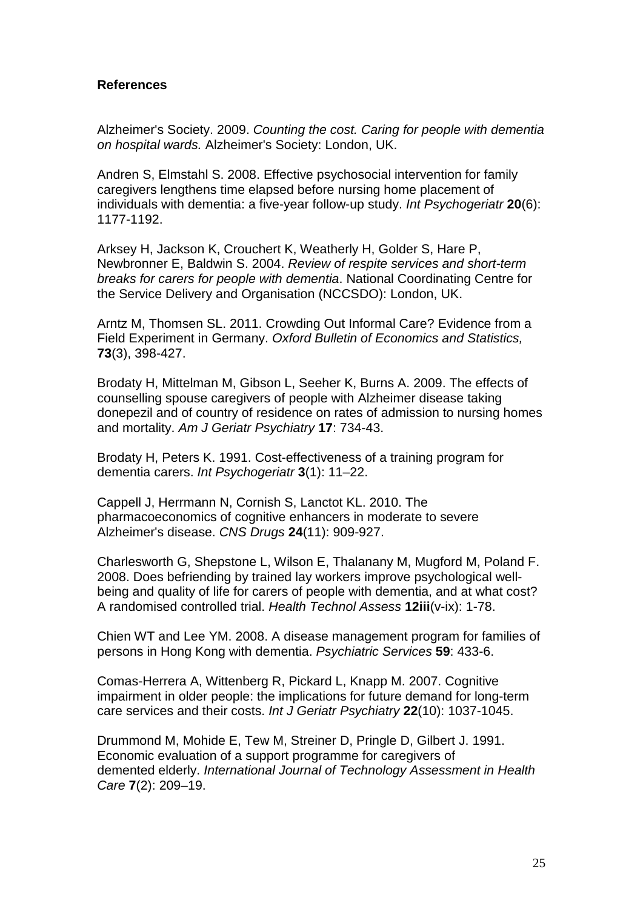**References**

Alzheimer's Society. 2009. *Counting the cost. Caring for people with dementia on hospital wards.* Alzheimer's Society: London, UK.

Andren S, Elmstahl S. 2008. Effective psychosocial intervention for family caregivers lengthens time elapsed before nursing home placement of individuals with dementia: a five-year follow-up study. *Int Psychogeriatr* **20**(6): 1177-1192.

Arksey H, Jackson K, Crouchert K, Weatherly H, Golder S, Hare P, Newbronner E, Baldwin S. 2004. *Review of respite services and short-term breaks for carers for people with dementia*. National Coordinating Centre for the Service Delivery and Organisation (NCCSDO): London, UK.

Arntz M, Thomsen SL. 2011. Crowding Out Informal Care? Evidence from a Field Experiment in Germany. *Oxford Bulletin of Economics and Statistics,* **73**(3), 398-427.

Brodaty H, Mittelman M, Gibson L, Seeher K, Burns A. 2009. The effects of counselling spouse caregivers of people with Alzheimer disease taking donepezil and of country of residence on rates of admission to nursing homes and mortality. *Am J Geriatr Psychiatry* **17**: 734-43.

Brodaty H, Peters K. 1991. Cost-effectiveness of a training program for dementia carers. *Int Psychogeriatr* **3**(1): 11–22.

Cappell J, Herrmann N, Cornish S, Lanctot KL. 2010. The pharmacoeconomics of cognitive enhancers in moderate to severe Alzheimer's disease. *CNS Drugs* **24**(11): 909-927.

Charlesworth G, Shepstone L, Wilson E, Thalanany M, Mugford M, Poland F. 2008. Does befriending by trained lay workers improve psychological well-being and quality of life for carers of people with dementia, and at what cost? A randomised controlled trial. *Health Technol Assess* **12iii**(v-ix): 1-78.

Chien WT and Lee YM. 2008. A disease management program for families of persons in Hong Kong with dementia. *Psychiatric Services* **59**: 433-6.

Comas-Herrera A, Wittenberg R, Pickard L, Knapp M. 2007. Cognitive impairment in older people: the implications for future demand for long-term care services and their costs. *Int J Geriatr Psychiatry* **22**(10): 1037-1045.

Drummond M, Mohide E, Tew M, Streiner D, Pringle D, Gilbert J. 1991. Economic evaluation of a support programme for caregivers of demented elderly. *International Journal of Technology Assessment in Health Care* **7**(2): 209–19.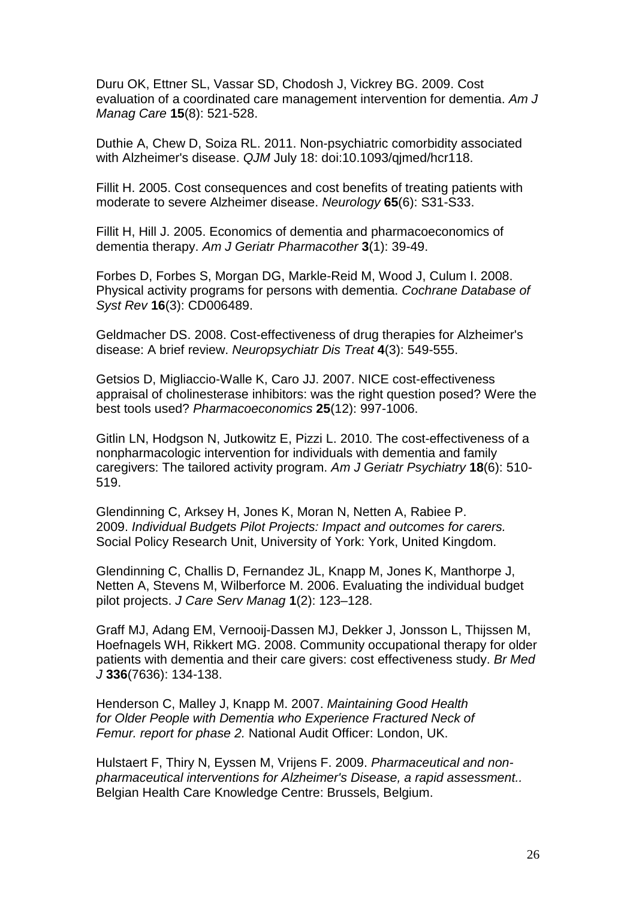Duru OK, Ettner SL, Vassar SD, Chodosh J, Vickrey BG. 2009. Cost evaluation of a coordinated care management intervention for dementia. *Am J Manag Care* **15**(8): 521-528.

Duthie A, Chew D, Soiza RL. 2011. Non-psychiatric comorbidity associated with Alzheimer's disease. *QJM* July 18: doi:10.1093/qjmed/hcr118.

Fillit H. 2005. Cost consequences and cost benefits of treating patients with moderate to severe Alzheimer disease. *Neurology* **65**(6): S31-S33.

Fillit H, Hill J. 2005. Economics of dementia and pharmacoeconomics of dementia therapy. *Am J Geriatr Pharmacother* **3**(1): 39-49.

Forbes D, Forbes S, Morgan DG, Markle-Reid M, Wood J, Culum I. 2008. Physical activity programs for persons with dementia. *Cochrane Database of Syst Rev* **16**(3): CD006489.

Geldmacher DS. 2008. Cost-effectiveness of drug therapies for Alzheimer's disease: A brief review. *Neuropsychiatr Dis Treat* **4**(3): 549-555.

Getsios D, Migliaccio-Walle K, Caro JJ. 2007. NICE cost-effectiveness appraisal of cholinesterase inhibitors: was the right question posed? Were the best tools used? *Pharmacoeconomics* **25**(12): 997-1006.

Gitlin LN, Hodgson N, Jutkowitz E, Pizzi L. 2010. The cost-effectiveness of a nonpharmacologic intervention for individuals with dementia and family caregivers: The tailored activity program. *Am J Geriatr Psychiatry* **18**(6): 510-519.

Glendinning C, Arksey H, Jones K, Moran N, Netten A, Rabiee P. 2009. *Individual Budgets Pilot Projects: Impact and outcomes for carers.* Social Policy Research Unit, University of York: York, United Kingdom.

Glendinning C, Challis D, Fernandez JL, Knapp M, Jones K, Manthorpe J, Netten A, Stevens M, Wilberforce M. 2006. Evaluating the individual budget pilot projects. *J Care Serv Manag* **1**(2): 123–128.

Graff MJ, Adang EM, Vernooij-Dassen MJ, Dekker J, Jonsson L, Thijssen M, Hoefnagels WH, Rikkert MG. 2008. Community occupational therapy for older patients with dementia and their care givers: cost effectiveness study. *Br Med J* **336**(7636): 134-138.

Henderson C, Malley J, Knapp M. 2007. *Maintaining Good Health for Older People with Dementia who Experience Fractured Neck of Femur. report for phase 2.* National Audit Officer: London, UK.

Hulstaert F, Thiry N, Eyssen M, Vrijens F. 2009. *Pharmaceutical and non-pharmaceutical interventions for Alzheimer's Disease, a rapid assessment..* Belgian Health Care Knowledge Centre: Brussels, Belgium.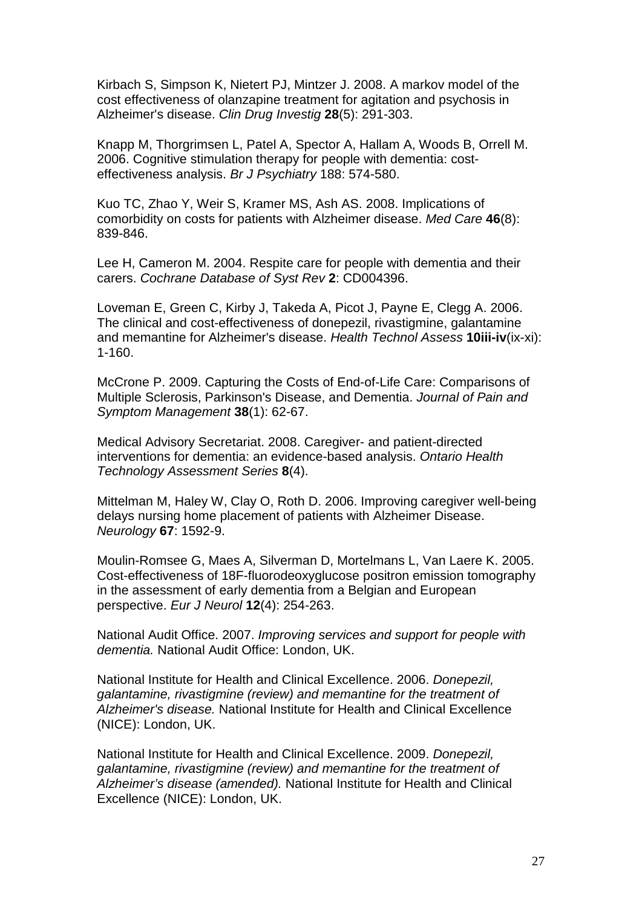Kirbach S, Simpson K, Nietert PJ, Mintzer J. 2008. A markov model of the cost effectiveness of olanzapine treatment for agitation and psychosis in Alzheimer's disease. *Clin Drug Investig* **28**(5): 291-303.

Knapp M, Thorgrimsen L, Patel A, Spector A, Hallam A, Woods B, Orrell M. 2006. Cognitive stimulation therapy for people with dementia: cost-effectiveness analysis. *Br J Psychiatry* 188: 574-580.

Kuo TC, Zhao Y, Weir S, Kramer MS, Ash AS. 2008. Implications of comorbidity on costs for patients with Alzheimer disease. *Med Care* **46**(8): 839-846.

Lee H, Cameron M. 2004. Respite care for people with dementia and their carers. *Cochrane Database of Syst Rev* **2**: CD004396.

Loveman E, Green C, Kirby J, Takeda A, Picot J, Payne E, Clegg A. 2006. The clinical and cost-effectiveness of donepezil, rivastigmine, galantamine and memantine for Alzheimer's disease. *Health Technol Assess* **10iii-iv**(ix-xi): 1-160.

McCrone P. 2009. Capturing the Costs of End-of-Life Care: Comparisons of Multiple Sclerosis, Parkinson's Disease, and Dementia. *Journal of Pain and Symptom Management* **38**(1): 62-67.

Medical Advisory Secretariat. 2008. Caregiver- and patient-directed interventions for dementia: an evidence-based analysis. *Ontario Health Technology Assessment Series* **8**(4).

Mittelman M, Haley W, Clay O, Roth D. 2006. Improving caregiver well-being delays nursing home placement of patients with Alzheimer Disease. *Neurology* **67**: 1592-9.

Moulin-Romsee G, Maes A, Silverman D, Mortelmans L, Van Laere K. 2005. Cost-effectiveness of 18F-fluorodeoxyglucose positron emission tomography in the assessment of early dementia from a Belgian and European perspective. *Eur J Neurol* **12**(4): 254-263.

National Audit Office. 2007. *Improving services and support for people with dementia.* National Audit Office: London, UK.

National Institute for Health and Clinical Excellence. 2006. *Donepezil, galantamine, rivastigmine (review) and memantine for the treatment of Alzheimer's disease.* National Institute for Health and Clinical Excellence (NICE): London, UK.

National Institute for Health and Clinical Excellence. 2009. *Donepezil, galantamine, rivastigmine (review) and memantine for the treatment of Alzheimer's disease (amended).* National Institute for Health and Clinical Excellence (NICE): London, UK.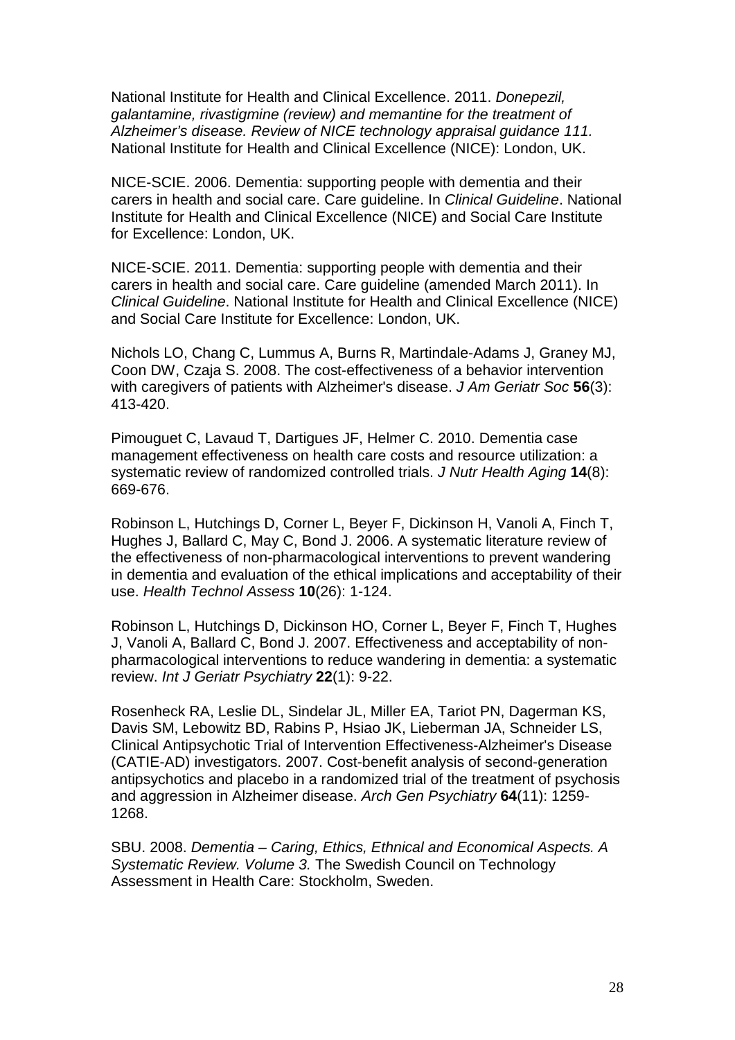National Institute for Health and Clinical Excellence. 2011. *Donepezil, galantamine, rivastigmine (review) and memantine for the treatment of Alzheimer's disease. Review of NICE technology appraisal guidance 111.* National Institute for Health and Clinical Excellence (NICE): London, UK.

NICE-SCIE. 2006. Dementia: supporting people with dementia and their carers in health and social care. Care guideline. In *Clinical Guideline*. National Institute for Health and Clinical Excellence (NICE) and Social Care Institute for Excellence: London, UK.

NICE-SCIE. 2011. Dementia: supporting people with dementia and their carers in health and social care. Care guideline (amended March 2011). In *Clinical Guideline*. National Institute for Health and Clinical Excellence (NICE) and Social Care Institute for Excellence: London, UK.

Nichols LO, Chang C, Lummus A, Burns R, Martindale-Adams J, Graney MJ, Coon DW, Czaja S. 2008. The cost-effectiveness of a behavior intervention with caregivers of patients with Alzheimer's disease. *J Am Geriatr Soc* **56**(3): 413-420.

Pimouguet C, Lavaud T, Dartigues JF, Helmer C. 2010. Dementia case management effectiveness on health care costs and resource utilization: a systematic review of randomized controlled trials. *J Nutr Health Aging* **14**(8): 669-676.

Robinson L, Hutchings D, Corner L, Beyer F, Dickinson H, Vanoli A, Finch T, Hughes J, Ballard C, May C, Bond J. 2006. A systematic literature review of the effectiveness of non-pharmacological interventions to prevent wandering in dementia and evaluation of the ethical implications and acceptability of their use. *Health Technol Assess* **10**(26): 1-124.

Robinson L, Hutchings D, Dickinson HO, Corner L, Beyer F, Finch T, Hughes J, Vanoli A, Ballard C, Bond J. 2007. Effectiveness and acceptability of non-pharmacological interventions to reduce wandering in dementia: a systematic review. *Int J Geriatr Psychiatry* **22**(1): 9-22.

Rosenheck RA, Leslie DL, Sindelar JL, Miller EA, Tariot PN, Dagerman KS, Davis SM, Lebowitz BD, Rabins P, Hsiao JK, Lieberman JA, Schneider LS, Clinical Antipsychotic Trial of Intervention Effectiveness-Alzheimer's Disease (CATIE-AD) investigators. 2007. Cost-benefit analysis of second-generation antipsychotics and placebo in a randomized trial of the treatment of psychosis and aggression in Alzheimer disease. *Arch Gen Psychiatry* **64**(11): 1259-1268.

SBU. 2008. *Dementia – Caring, Ethics, Ethnical and Economical Aspects. A Systematic Review. Volume 3.* The Swedish Council on Technology Assessment in Health Care: Stockholm, Sweden.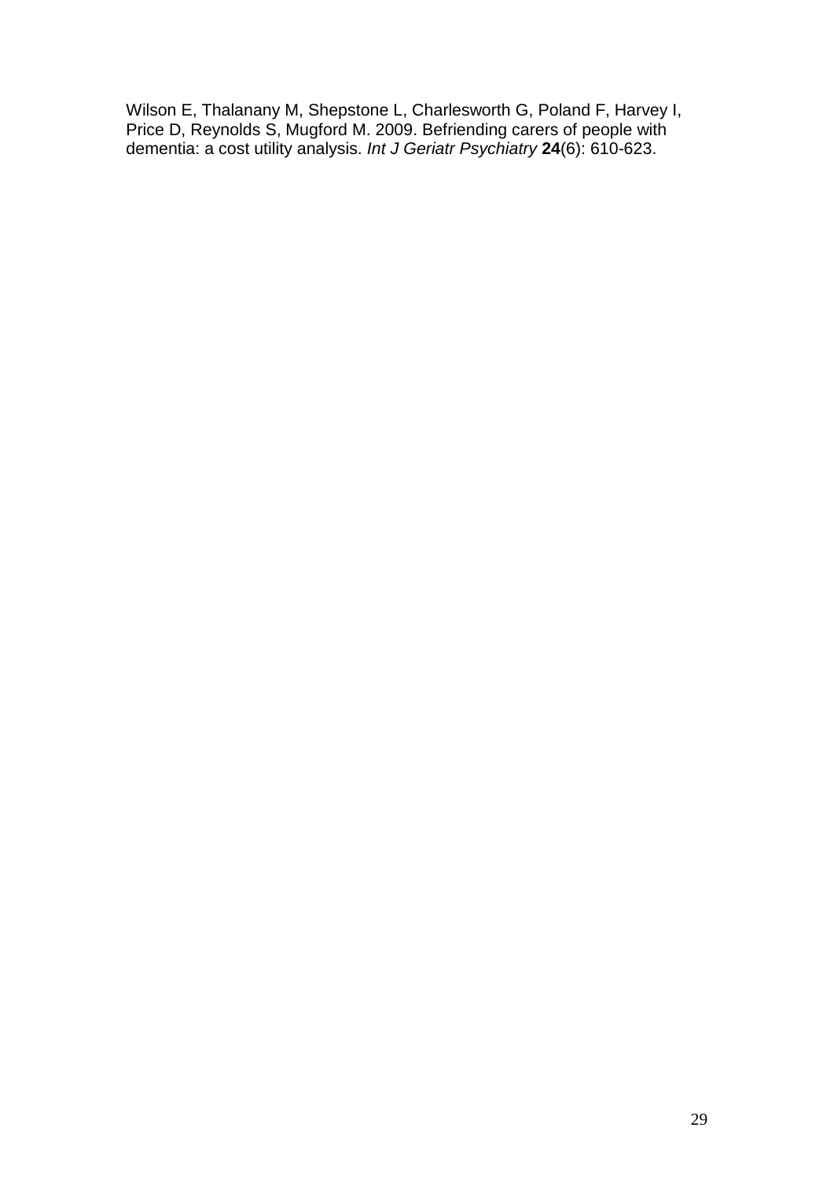Wilson E, Thalanany M, Shepstone L, Charlesworth G, Poland F, Harvey I, Price D, Reynolds S, Mugford M. 2009. Befriending carers of people with dementia: a cost utility analysis. *Int J Geriatr Psychiatry* **24**(6): 610-623.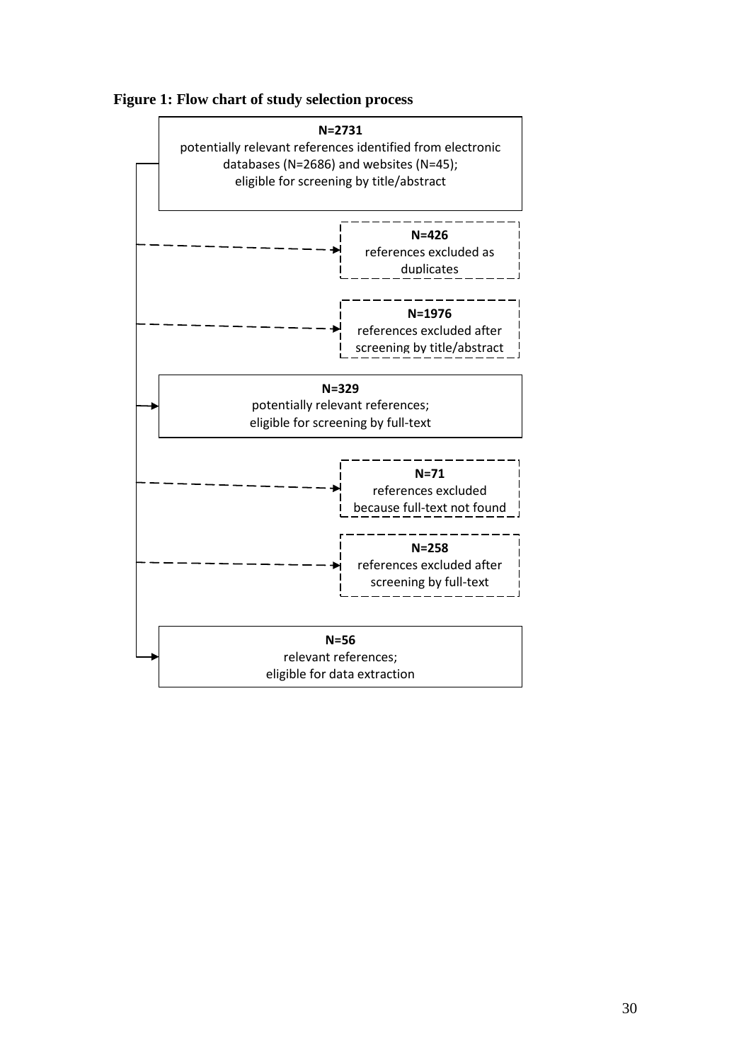**Figure 1: Flow chart of study selection process**

**N=2731**
potentially relevant references identified from electronic databases (N=2686) and websites (N=45); eligible for screening by title/abstract

**N=426**
references excluded as duplicates

**N=1976**
references excluded after screening by title/abstract

**N=329**
potentially relevant references; eligible for screening by full-text

**N=71**
references excluded because full-text not found

**N=258**
references excluded after screening by full-text

**N=56**
relevant references; eligible for data extraction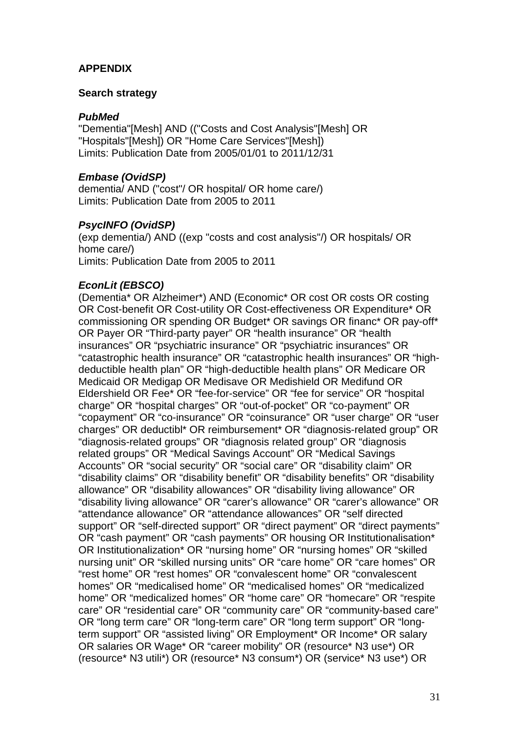**APPENDIX**

**Search strategy**

***PubMed***

"Dementia"[Mesh] AND (("Costs and Cost Analysis"[Mesh] OR "Hospitals"[Mesh]) OR "Home Care Services"[Mesh])
Limits: Publication Date from 2005/01/01 to 2011/12/31

***Embase (OvidSP)***

dementia/ AND ("cost"/ OR hospital/ OR home care/)
Limits: Publication Date from 2005 to 2011

***PsycINFO (OvidSP)***

(exp dementia/) AND ((exp "costs and cost analysis"/) OR hospitals/ OR home care/)
Limits: Publication Date from 2005 to 2011

***EconLit (EBSCO)***

(Dementia* OR Alzheimer*) AND (Economic* OR cost OR costs OR costing OR Cost-benefit OR Cost-utility OR Cost-effectiveness OR Expenditure* OR commissioning OR spending OR Budget* OR savings OR financ* OR pay-off* OR Payer OR "Third-party payer" OR "health insurance" OR "health insurances" OR "psychiatric insurance" OR "psychiatric insurances" OR "catastrophic health insurance" OR "catastrophic health insurances" OR "high-deductible health plan" OR "high-deductible health plans" OR Medicare OR Medicaid OR Medigap OR Medisave OR Medishield OR Medifund OR Eldershield OR Fee* OR "fee-for-service" OR "fee for service" OR "hospital charge" OR "hospital charges" OR "out-of-pocket" OR "co-payment" OR "copayment" OR "co-insurance" OR "coinsurance" OR "user charge" OR "user charges" OR deductibl* OR reimbursement* OR "diagnosis-related group" OR "diagnosis-related groups" OR "diagnosis related group" OR "diagnosis related groups" OR "Medical Savings Account" OR "Medical Savings Accounts" OR "social security" OR "social care" OR "disability claim" OR "disability claims" OR "disability benefit" OR "disability benefits" OR "disability allowance" OR "disability allowances" OR "disability living allowance" OR "disability living allowance" OR "carer's allowance" OR "carer's allowance" OR "attendance allowance" OR "attendance allowances" OR "self directed support" OR "self-directed support" OR "direct payment" OR "direct payments" OR "cash payment" OR "cash payments" OR housing OR Institutionalisation* OR Institutionalization* OR "nursing home" OR "nursing homes" OR "skilled nursing unit" OR "skilled nursing units" OR "care home" OR "care homes" OR "rest home" OR "rest homes" OR "convalescent home" OR "convalescent homes" OR "medicalised home" OR "medicalised homes" OR "medicalized home" OR "medicalized homes" OR "home care" OR "homecare" OR "respite care" OR "residential care" OR "community care" OR "community-based care" OR "long term care" OR "long-term care" OR "long term support" OR "long-term support" OR "assisted living" OR Employment* OR Income* OR salary OR salaries OR Wage* OR "career mobility" OR (resource* N3 use*) OR (resource* N3 utili*) OR (resource* N3 consum*) OR (service* N3 use*) OR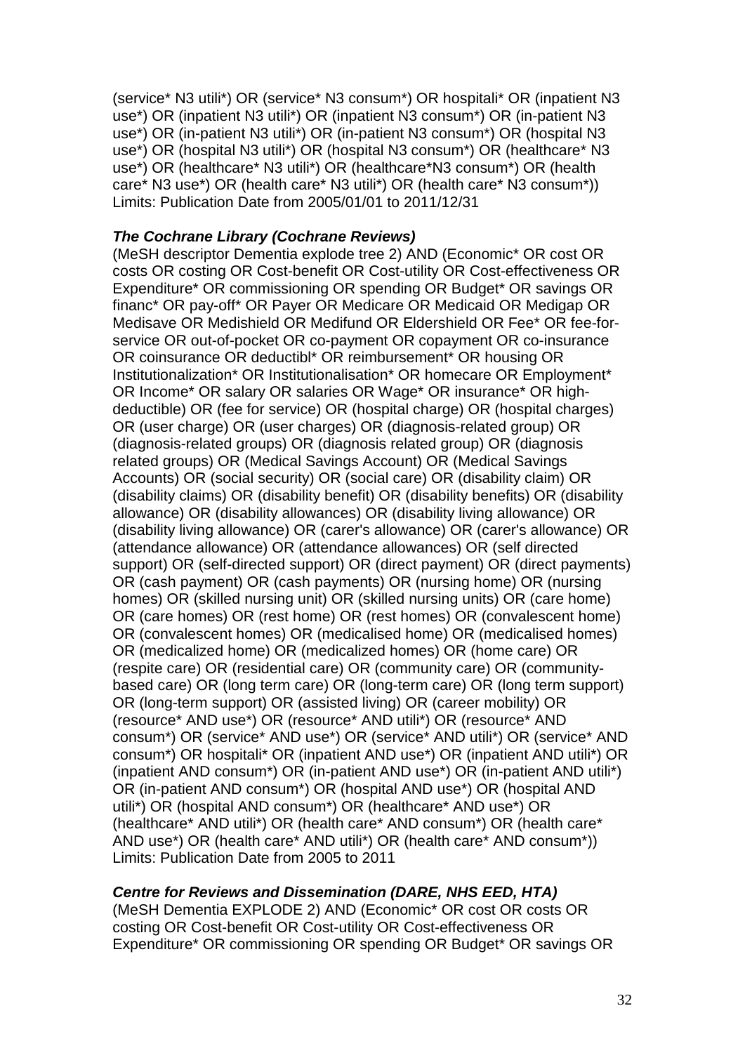(service* N3 utili*) OR (service* N3 consum*) OR hospitali* OR (inpatient N3 use*) OR (inpatient N3 utili*) OR (inpatient N3 consum*) OR (in-patient N3 use*) OR (in-patient N3 utili*) OR (in-patient N3 consum*) OR (hospital N3 use*) OR (hospital N3 utili*) OR (hospital N3 consum*) OR (healthcare* N3 use*) OR (healthcare* N3 utili*) OR (healthcare*N3 consum*) OR (health care* N3 use*) OR (health care* N3 utili*) OR (health care* N3 consum*))
Limits: Publication Date from 2005/01/01 to 2011/12/31

***The Cochrane Library (Cochrane Reviews)***

(MeSH descriptor Dementia explode tree 2) AND (Economic* OR cost OR costs OR costing OR Cost-benefit OR Cost-utility OR Cost-effectiveness OR Expenditure* OR commissioning OR spending OR Budget* OR savings OR financ* OR pay-off* OR Payer OR Medicare OR Medicaid OR Medigap OR Medisave OR Medishield OR Medifund OR Eldershield OR Fee* OR fee-for-service OR out-of-pocket OR co-payment OR copayment OR co-insurance OR coinsurance OR deductibl* OR reimbursement* OR housing OR Institutionalization* OR Institutionalisation* OR homecare OR Employment* OR Income* OR salary OR salaries OR Wage* OR insurance* OR high-deductible) OR (fee for service) OR (hospital charge) OR (hospital charges) OR (user charge) OR (user charges) OR (diagnosis-related group) OR (diagnosis-related groups) OR (diagnosis related group) OR (diagnosis related groups) OR (Medical Savings Account) OR (Medical Savings Accounts) OR (social security) OR (social care) OR (disability claim) OR (disability claims) OR (disability benefit) OR (disability benefits) OR (disability allowance) OR (disability allowances) OR (disability living allowance) OR (disability living allowance) OR (carer's allowance) OR (carer's allowance) OR (attendance allowance) OR (attendance allowances) OR (self directed support) OR (self-directed support) OR (direct payment) OR (direct payments) OR (cash payment) OR (cash payments) OR (nursing home) OR (nursing homes) OR (skilled nursing unit) OR (skilled nursing units) OR (care home) OR (care homes) OR (rest home) OR (rest homes) OR (convalescent home) OR (convalescent homes) OR (medicalised home) OR (medicalised homes) OR (medicalized home) OR (medicalized homes) OR (home care) OR (respite care) OR (residential care) OR (community care) OR (community-based care) OR (long term care) OR (long-term care) OR (long term support) OR (long-term support) OR (assisted living) OR (career mobility) OR (resource* AND use*) OR (resource* AND utili*) OR (resource* AND consum*) OR (service* AND use*) OR (service* AND utili*) OR (service* AND consum*) OR hospitali* OR (inpatient AND use*) OR (inpatient AND utili*) OR (inpatient AND consum*) OR (in-patient AND use*) OR (in-patient AND utili*) OR (in-patient AND consum*) OR (hospital AND use*) OR (hospital AND utili*) OR (hospital AND consum*) OR (healthcare* AND use*) OR (healthcare* AND utili*) OR (health care* AND consum*) OR (health care* AND use*) OR (health care* AND utili*) OR (health care* AND consum*))
Limits: Publication Date from 2005 to 2011

***Centre for Reviews and Dissemination (DARE, NHS EED, HTA)***

(MeSH Dementia EXPLODE 2) AND (Economic* OR cost OR costs OR costing OR Cost-benefit OR Cost-utility OR Cost-effectiveness OR Expenditure* OR commissioning OR spending OR Budget* OR savings OR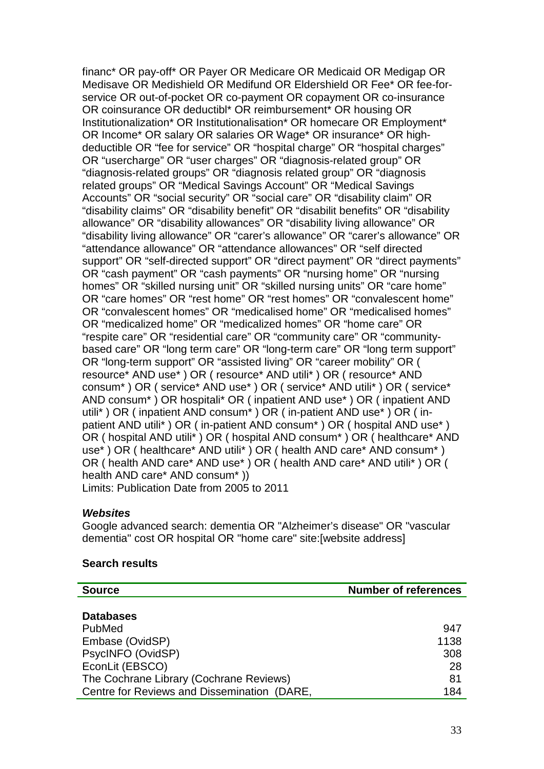financ* OR pay-off* OR Payer OR Medicare OR Medicaid OR Medigap OR Medisave OR Medishield OR Medifund OR Eldershield OR Fee* OR fee-for-service OR out-of-pocket OR co-payment OR copayment OR co-insurance OR coinsurance OR deductibl* OR reimbursement* OR housing OR Institutionalization* OR Institutionalisation* OR homecare OR Employment* OR Income* OR salary OR salaries OR Wage* OR insurance* OR high-deductible OR "fee for service" OR "hospital charge" OR "hospital charges" OR "usercharge" OR "user charges" OR "diagnosis-related group" OR "diagnosis-related groups" OR "diagnosis related group" OR "diagnosis related groups" OR "Medical Savings Account" OR "Medical Savings Accounts" OR "social security" OR "social care" OR "disability claim" OR "disability claims" OR "disability benefit" OR "disabilit benefits" OR "disability allowance" OR "disability allowances" OR "disability living allowance" OR "disability living allowance" OR "carer's allowance" OR "carer's allowance" OR "attendance allowance" OR "attendance allowances" OR "self directed support" OR "self-directed support" OR "direct payment" OR "direct payments" OR "cash payment" OR "cash payments" OR "nursing home" OR "nursing homes" OR "skilled nursing unit" OR "skilled nursing units" OR "care home" OR "care homes" OR "rest home" OR "rest homes" OR "convalescent home" OR "convalescent homes" OR "medicalised home" OR "medicalised homes" OR "medicalized home" OR "medicalized homes" OR "home care" OR "respite care" OR "residential care" OR "community care" OR "community-based care" OR "long term care" OR "long-term care" OR "long term support" OR "long-term support" OR "assisted living" OR "career mobility" OR ( resource* AND use* ) OR ( resource* AND utili* ) OR ( resource* AND consum* ) OR ( service* AND use* ) OR ( service* AND utili* ) OR ( service* AND consum* ) OR hospitali* OR ( inpatient AND use* ) OR ( inpatient AND utili* ) OR ( inpatient AND consum* ) OR ( in-patient AND use* ) OR ( in-patient AND utili* ) OR ( in-patient AND consum* ) OR ( hospital AND use* ) OR ( hospital AND utili* ) OR ( hospital AND consum* ) OR ( healthcare* AND use* ) OR ( healthcare* AND utili* ) OR ( health AND care* AND consum* ) OR ( health AND care* AND use* ) OR ( health AND care* AND utili* ) OR ( health AND care* AND consum* ))
Limits: Publication Date from 2005 to 2011

***Websites***

Google advanced search: dementia OR "Alzheimer's disease" OR "vascular dementia" cost OR hospital OR "home care" site:[website address]

**Search results**

| Source | Number of references |
|---|---|
| **Databases** | |
| PubMed | 947 |
| Embase (OvidSP) | 1138 |
| PsycINFO (OvidSP) | 308 |
| EconLit (EBSCO) | 28 |
| The Cochrane Library (Cochrane Reviews) | 81 |
| Centre for Reviews and Dissemination (DARE, | 184 |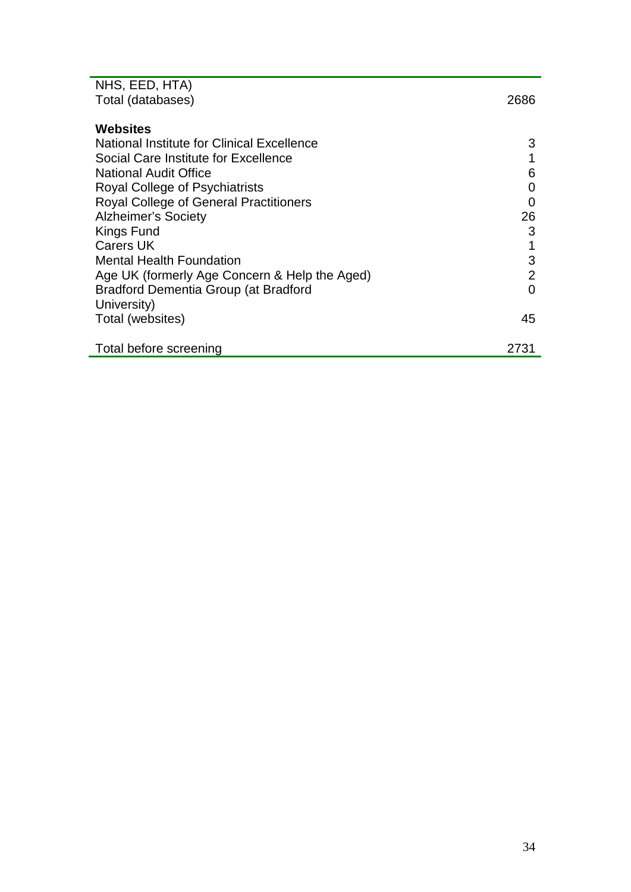| | |
|---|---|
| NHS, EED, HTA) | |
| Total (databases) | 2686 |
| **Websites** | |
| National Institute for Clinical Excellence | 3 |
| Social Care Institute for Excellence | 1 |
| National Audit Office | 6 |
| Royal College of Psychiatrists | 0 |
| Royal College of General Practitioners | 0 |
| Alzheimer's Society | 26 |
| Kings Fund | 3 |
| Carers UK | 1 |
| Mental Health Foundation | 3 |
| Age UK (formerly Age Concern & Help the Aged) | 2 |
| Bradford Dementia Group (at Bradford University) | 0 |
| Total (websites) | 45 |
| Total before screening | 2731 |